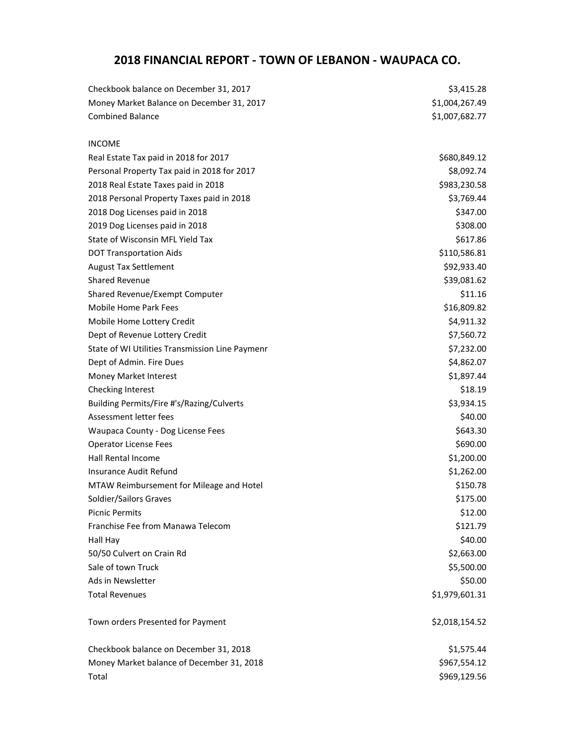# 2018 FINANCIAL REPORT - TOWN OF LEBANON - WAUPACA CO.

| | |
|---|---|
| Checkbook balance on December 31, 2017 | $3,415.28 |
| Money Market Balance on December 31, 2017 | $1,004,267.49 |
| Combined Balance | $1,007,682.77 |
| | |
| INCOME | |
| Real Estate Tax paid in 2018 for 2017 | $680,849.12 |
| Personal Property Tax paid in 2018 for 2017 | $8,092.74 |
| 2018 Real Estate Taxes paid in 2018 | $983,230.58 |
| 2018 Personal Property Taxes paid in 2018 | $3,769.44 |
| 2018 Dog Licenses paid in 2018 | $347.00 |
| 2019 Dog Licenses paid in 2018 | $308.00 |
| State of Wisconsin MFL Yield Tax | $617.86 |
| DOT Transportation Aids | $110,586.81 |
| August Tax Settlement | $92,933.40 |
| Shared Revenue | $39,081.62 |
| Shared Revenue/Exempt Computer | $11.16 |
| Mobile Home Park Fees | $16,809.82 |
| Mobile Home Lottery Credit | $4,911.32 |
| Dept of Revenue Lottery Credit | $7,560.72 |
| State of WI Utilities Transmission Line Paymenr | $7,232.00 |
| Dept of Admin. Fire Dues | $4,862.07 |
| Money Market Interest | $1,897.44 |
| Checking Interest | $18.19 |
| Building Permits/Fire #'s/Razing/Culverts | $3,934.15 |
| Assessment letter fees | $40.00 |
| Waupaca County - Dog License Fees | $643.30 |
| Operator License Fees | $690.00 |
| Hall Rental Income | $1,200.00 |
| Insurance Audit Refund | $1,262.00 |
| MTAW Reimbursement for Mileage and Hotel | $150.78 |
| Soldier/Sailors Graves | $175.00 |
| Picnic Permits | $12.00 |
| Franchise Fee from Manawa Telecom | $121.79 |
| Hall Hay | $40.00 |
| 50/50 Culvert on Crain Rd | $2,663.00 |
| Sale of town Truck | $5,500.00 |
| Ads in Newsletter | $50.00 |
| Total Revenues | $1,979,601.31 |
| | |
| Town orders Presented for Payment | $2,018,154.52 |
| | |
| Checkbook balance on December 31, 2018 | $1,575.44 |
| Money Market balance of December 31, 2018 | $967,554.12 |
| Total | $969,129.56 |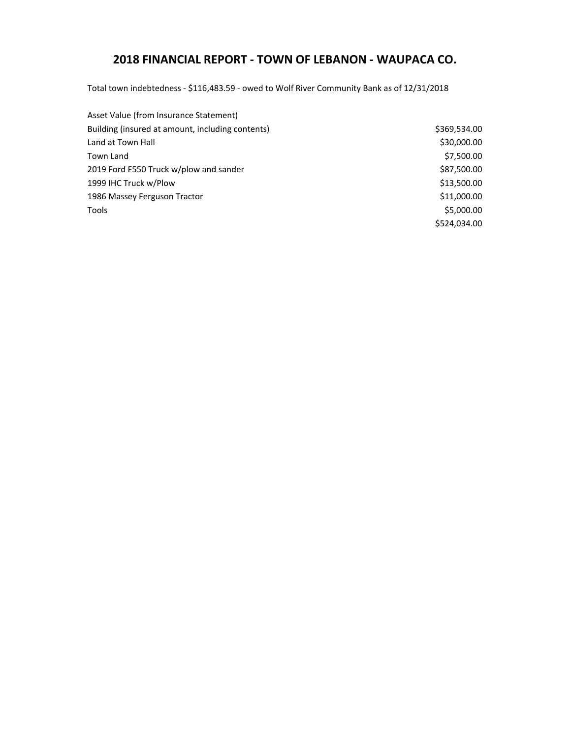# 2018 FINANCIAL REPORT - TOWN OF LEBANON - WAUPACA CO.

Total town indebtedness - $116,483.59 - owed to Wolf River Community Bank as of 12/31/2018

| | |
|---|---|
| Asset Value (from Insurance Statement) | |
| Building (insured at amount, including contents) | $369,534.00 |
| Land at Town Hall | $30,000.00 |
| Town Land | $7,500.00 |
| 2019 Ford F550 Truck w/plow and sander | $87,500.00 |
| 1999 IHC Truck w/Plow | $13,500.00 |
| 1986 Massey Ferguson Tractor | $11,000.00 |
| Tools | $5,000.00 |
| | $524,034.00 |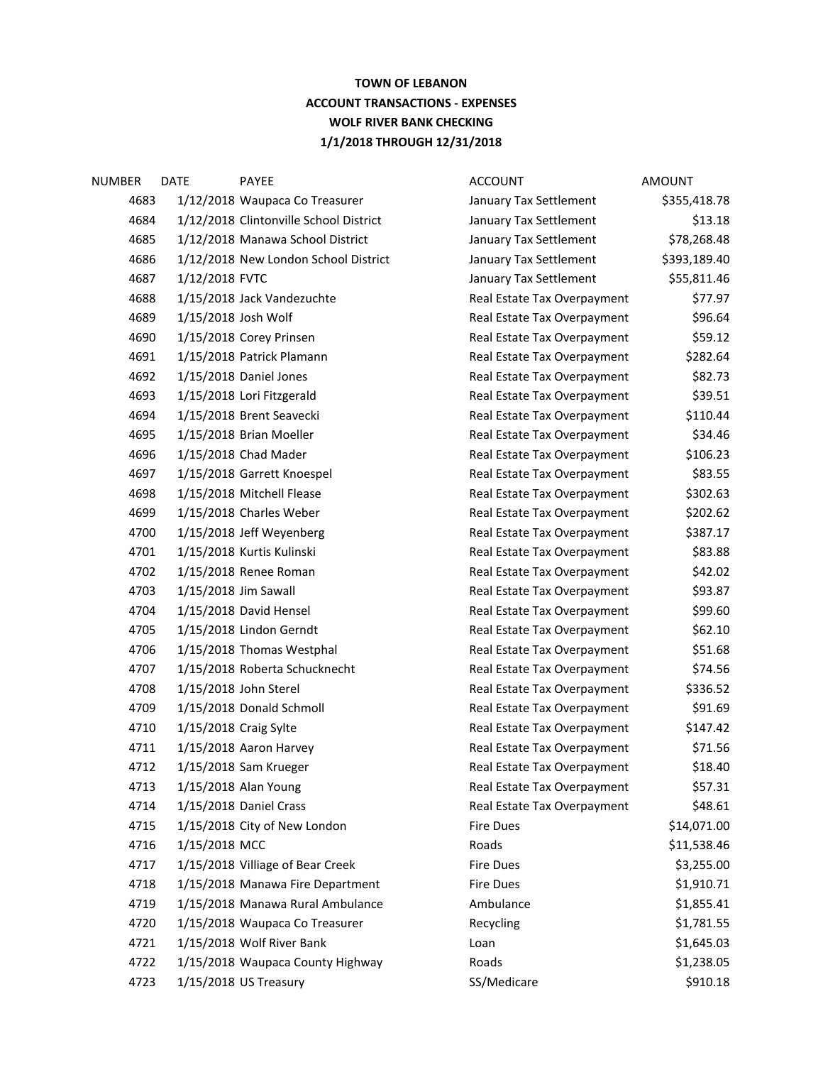**TOWN OF LEBANON**

**ACCOUNT TRANSACTIONS - EXPENSES**

**WOLF RIVER BANK CHECKING**

**1/1/2018 THROUGH 12/31/2018**

| NUMBER | DATE | PAYEE | ACCOUNT | AMOUNT |
|---|---|---|---|---|
| 4683 | 1/12/2018 | Waupaca Co Treasurer | January Tax Settlement | $355,418.78 |
| 4684 | 1/12/2018 | Clintonville School District | January Tax Settlement | $13.18 |
| 4685 | 1/12/2018 | Manawa School District | January Tax Settlement | $78,268.48 |
| 4686 | 1/12/2018 | New London School District | January Tax Settlement | $393,189.40 |
| 4687 | 1/12/2018 | FVTC | January Tax Settlement | $55,811.46 |
| 4688 | 1/15/2018 | Jack Vandezuchte | Real Estate Tax Overpayment | $77.97 |
| 4689 | 1/15/2018 | Josh Wolf | Real Estate Tax Overpayment | $96.64 |
| 4690 | 1/15/2018 | Corey Prinsen | Real Estate Tax Overpayment | $59.12 |
| 4691 | 1/15/2018 | Patrick Plamann | Real Estate Tax Overpayment | $282.64 |
| 4692 | 1/15/2018 | Daniel Jones | Real Estate Tax Overpayment | $82.73 |
| 4693 | 1/15/2018 | Lori Fitzgerald | Real Estate Tax Overpayment | $39.51 |
| 4694 | 1/15/2018 | Brent Seavecki | Real Estate Tax Overpayment | $110.44 |
| 4695 | 1/15/2018 | Brian Moeller | Real Estate Tax Overpayment | $34.46 |
| 4696 | 1/15/2018 | Chad Mader | Real Estate Tax Overpayment | $106.23 |
| 4697 | 1/15/2018 | Garrett Knoespel | Real Estate Tax Overpayment | $83.55 |
| 4698 | 1/15/2018 | Mitchell Flease | Real Estate Tax Overpayment | $302.63 |
| 4699 | 1/15/2018 | Charles Weber | Real Estate Tax Overpayment | $202.62 |
| 4700 | 1/15/2018 | Jeff Weyenberg | Real Estate Tax Overpayment | $387.17 |
| 4701 | 1/15/2018 | Kurtis Kulinski | Real Estate Tax Overpayment | $83.88 |
| 4702 | 1/15/2018 | Renee Roman | Real Estate Tax Overpayment | $42.02 |
| 4703 | 1/15/2018 | Jim Sawall | Real Estate Tax Overpayment | $93.87 |
| 4704 | 1/15/2018 | David Hensel | Real Estate Tax Overpayment | $99.60 |
| 4705 | 1/15/2018 | Lindon Gerndt | Real Estate Tax Overpayment | $62.10 |
| 4706 | 1/15/2018 | Thomas Westphal | Real Estate Tax Overpayment | $51.68 |
| 4707 | 1/15/2018 | Roberta Schucknecht | Real Estate Tax Overpayment | $74.56 |
| 4708 | 1/15/2018 | John Sterel | Real Estate Tax Overpayment | $336.52 |
| 4709 | 1/15/2018 | Donald Schmoll | Real Estate Tax Overpayment | $91.69 |
| 4710 | 1/15/2018 | Craig Sylte | Real Estate Tax Overpayment | $147.42 |
| 4711 | 1/15/2018 | Aaron Harvey | Real Estate Tax Overpayment | $71.56 |
| 4712 | 1/15/2018 | Sam Krueger | Real Estate Tax Overpayment | $18.40 |
| 4713 | 1/15/2018 | Alan Young | Real Estate Tax Overpayment | $57.31 |
| 4714 | 1/15/2018 | Daniel Crass | Real Estate Tax Overpayment | $48.61 |
| 4715 | 1/15/2018 | City of New London | Fire Dues | $14,071.00 |
| 4716 | 1/15/2018 | MCC | Roads | $11,538.46 |
| 4717 | 1/15/2018 | Villiage of Bear Creek | Fire Dues | $3,255.00 |
| 4718 | 1/15/2018 | Manawa Fire Department | Fire Dues | $1,910.71 |
| 4719 | 1/15/2018 | Manawa Rural Ambulance | Ambulance | $1,855.41 |
| 4720 | 1/15/2018 | Waupaca Co Treasurer | Recycling | $1,781.55 |
| 4721 | 1/15/2018 | Wolf River Bank | Loan | $1,645.03 |
| 4722 | 1/15/2018 | Waupaca County Highway | Roads | $1,238.05 |
| 4723 | 1/15/2018 | US Treasury | SS/Medicare | $910.18 |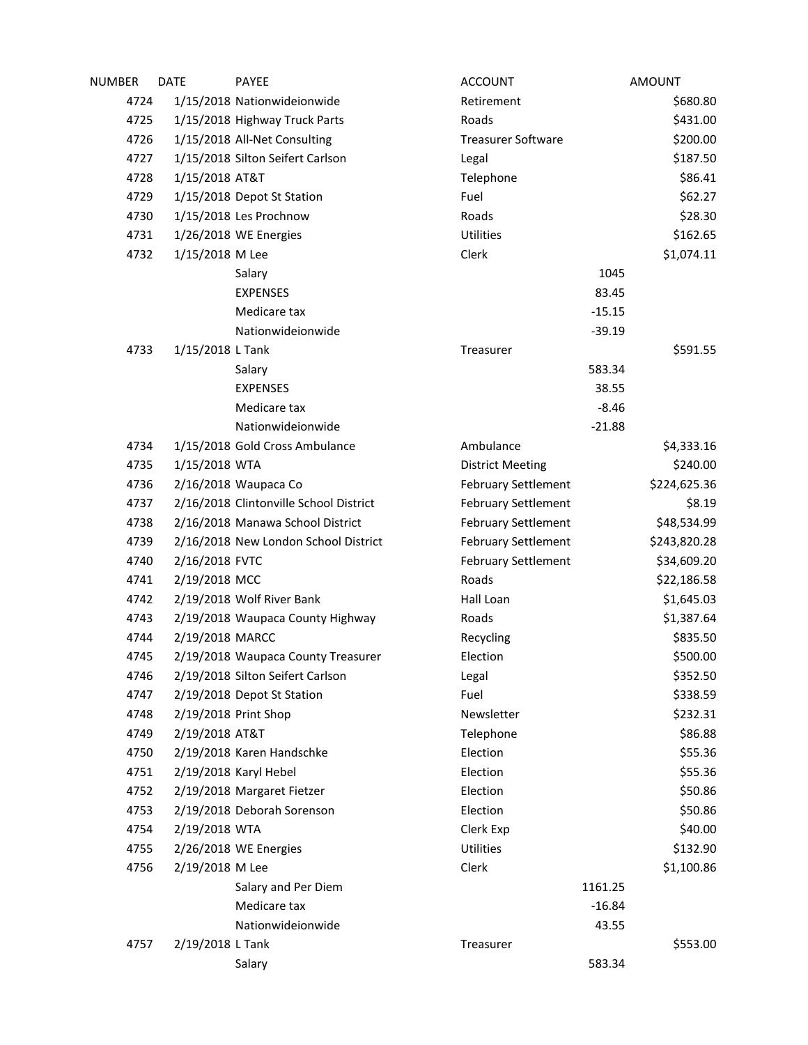| NUMBER | DATE | PAYEE | ACCOUNT | | AMOUNT |
|---|---|---|---|---|---|
| 4724 | 1/15/2018 | Nationwideionwide | Retirement | | $680.80 |
| 4725 | 1/15/2018 | Highway Truck Parts | Roads | | $431.00 |
| 4726 | 1/15/2018 | All-Net Consulting | Treasurer Software | | $200.00 |
| 4727 | 1/15/2018 | Silton Seifert Carlson | Legal | | $187.50 |
| 4728 | 1/15/2018 | AT&T | Telephone | | $86.41 |
| 4729 | 1/15/2018 | Depot St Station | Fuel | | $62.27 |
| 4730 | 1/15/2018 | Les Prochnow | Roads | | $28.30 |
| 4731 | 1/26/2018 | WE Energies | Utilities | | $162.65 |
| 4732 | 1/15/2018 | M Lee | Clerk | | $1,074.11 |
| | | Salary | | 1045 | |
| | | EXPENSES | | 83.45 | |
| | | Medicare tax | | -15.15 | |
| | | Nationwideionwide | | -39.19 | |
| 4733 | 1/15/2018 | L Tank | Treasurer | | $591.55 |
| | | Salary | | 583.34 | |
| | | EXPENSES | | 38.55 | |
| | | Medicare tax | | -8.46 | |
| | | Nationwideionwide | | -21.88 | |
| 4734 | 1/15/2018 | Gold Cross Ambulance | Ambulance | | $4,333.16 |
| 4735 | 1/15/2018 | WTA | District Meeting | | $240.00 |
| 4736 | 2/16/2018 | Waupaca Co | February Settlement | | $224,625.36 |
| 4737 | 2/16/2018 | Clintonville School District | February Settlement | | $8.19 |
| 4738 | 2/16/2018 | Manawa School District | February Settlement | | $48,534.99 |
| 4739 | 2/16/2018 | New London School District | February Settlement | | $243,820.28 |
| 4740 | 2/16/2018 | FVTC | February Settlement | | $34,609.20 |
| 4741 | 2/19/2018 | MCC | Roads | | $22,186.58 |
| 4742 | 2/19/2018 | Wolf River Bank | Hall Loan | | $1,645.03 |
| 4743 | 2/19/2018 | Waupaca County Highway | Roads | | $1,387.64 |
| 4744 | 2/19/2018 | MARCC | Recycling | | $835.50 |
| 4745 | 2/19/2018 | Waupaca County Treasurer | Election | | $500.00 |
| 4746 | 2/19/2018 | Silton Seifert Carlson | Legal | | $352.50 |
| 4747 | 2/19/2018 | Depot St Station | Fuel | | $338.59 |
| 4748 | 2/19/2018 | Print Shop | Newsletter | | $232.31 |
| 4749 | 2/19/2018 | AT&T | Telephone | | $86.88 |
| 4750 | 2/19/2018 | Karen Handschke | Election | | $55.36 |
| 4751 | 2/19/2018 | Karyl Hebel | Election | | $55.36 |
| 4752 | 2/19/2018 | Margaret Fietzer | Election | | $50.86 |
| 4753 | 2/19/2018 | Deborah Sorenson | Election | | $50.86 |
| 4754 | 2/19/2018 | WTA | Clerk Exp | | $40.00 |
| 4755 | 2/26/2018 | WE Energies | Utilities | | $132.90 |
| 4756 | 2/19/2018 | M Lee | Clerk | | $1,100.86 |
| | | Salary and Per Diem | | 1161.25 | |
| | | Medicare tax | | -16.84 | |
| | | Nationwideionwide | | 43.55 | |
| 4757 | 2/19/2018 | L Tank | Treasurer | | $553.00 |
| | | Salary | | 583.34 | |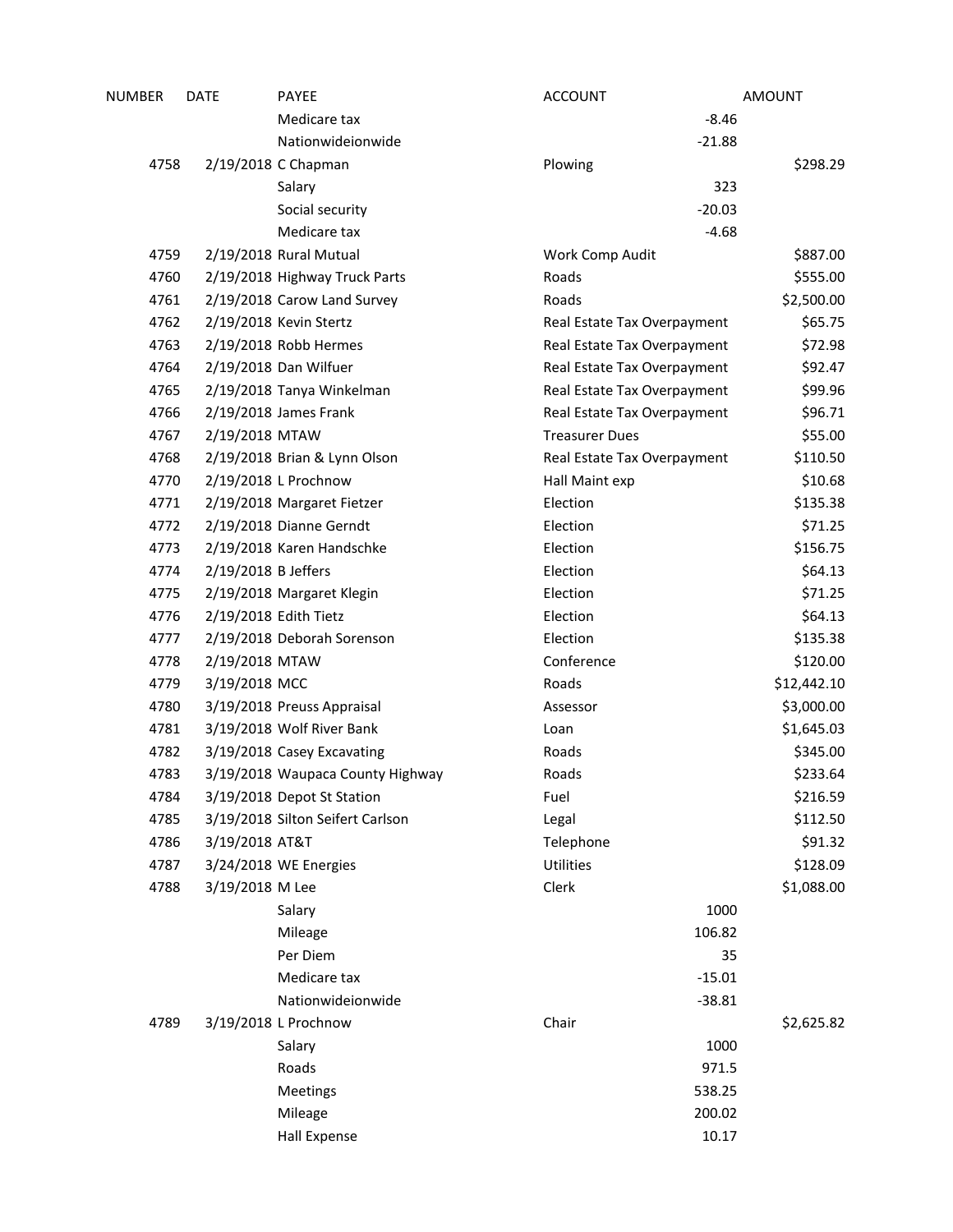| NUMBER | DATE | PAYEE | ACCOUNT | | AMOUNT |
|---|---|---|---|---|---|
| | | Medicare tax | | -8.46 | |
| | | Nationwideionwide | | -21.88 | |
| 4758 | 2/19/2018 | C Chapman | Plowing | | $298.29 |
| | | Salary | | 323 | |
| | | Social security | | -20.03 | |
| | | Medicare tax | | -4.68 | |
| 4759 | 2/19/2018 | Rural Mutual | Work Comp Audit | | $887.00 |
| 4760 | 2/19/2018 | Highway Truck Parts | Roads | | $555.00 |
| 4761 | 2/19/2018 | Carow Land Survey | Roads | | $2,500.00 |
| 4762 | 2/19/2018 | Kevin Stertz | Real Estate Tax Overpayment | | $65.75 |
| 4763 | 2/19/2018 | Robb Hermes | Real Estate Tax Overpayment | | $72.98 |
| 4764 | 2/19/2018 | Dan Wilfuer | Real Estate Tax Overpayment | | $92.47 |
| 4765 | 2/19/2018 | Tanya Winkelman | Real Estate Tax Overpayment | | $99.96 |
| 4766 | 2/19/2018 | James Frank | Real Estate Tax Overpayment | | $96.71 |
| 4767 | 2/19/2018 | MTAW | Treasurer Dues | | $55.00 |
| 4768 | 2/19/2018 | Brian & Lynn Olson | Real Estate Tax Overpayment | | $110.50 |
| 4770 | 2/19/2018 | L Prochnow | Hall Maint exp | | $10.68 |
| 4771 | 2/19/2018 | Margaret Fietzer | Election | | $135.38 |
| 4772 | 2/19/2018 | Dianne Gerndt | Election | | $71.25 |
| 4773 | 2/19/2018 | Karen Handschke | Election | | $156.75 |
| 4774 | 2/19/2018 | B Jeffers | Election | | $64.13 |
| 4775 | 2/19/2018 | Margaret Klegin | Election | | $71.25 |
| 4776 | 2/19/2018 | Edith Tietz | Election | | $64.13 |
| 4777 | 2/19/2018 | Deborah Sorenson | Election | | $135.38 |
| 4778 | 2/19/2018 | MTAW | Conference | | $120.00 |
| 4779 | 3/19/2018 | MCC | Roads | | $12,442.10 |
| 4780 | 3/19/2018 | Preuss Appraisal | Assessor | | $3,000.00 |
| 4781 | 3/19/2018 | Wolf River Bank | Loan | | $1,645.03 |
| 4782 | 3/19/2018 | Casey Excavating | Roads | | $345.00 |
| 4783 | 3/19/2018 | Waupaca County Highway | Roads | | $233.64 |
| 4784 | 3/19/2018 | Depot St Station | Fuel | | $216.59 |
| 4785 | 3/19/2018 | Silton Seifert Carlson | Legal | | $112.50 |
| 4786 | 3/19/2018 | AT&T | Telephone | | $91.32 |
| 4787 | 3/24/2018 | WE Energies | Utilities | | $128.09 |
| 4788 | 3/19/2018 | M Lee | Clerk | | $1,088.00 |
| | | Salary | | 1000 | |
| | | Mileage | | 106.82 | |
| | | Per Diem | | 35 | |
| | | Medicare tax | | -15.01 | |
| | | Nationwideionwide | | -38.81 | |
| 4789 | 3/19/2018 | L Prochnow | Chair | | $2,625.82 |
| | | Salary | | 1000 | |
| | | Roads | | 971.5 | |
| | | Meetings | | 538.25 | |
| | | Mileage | | 200.02 | |
| | | Hall Expense | | 10.17 | |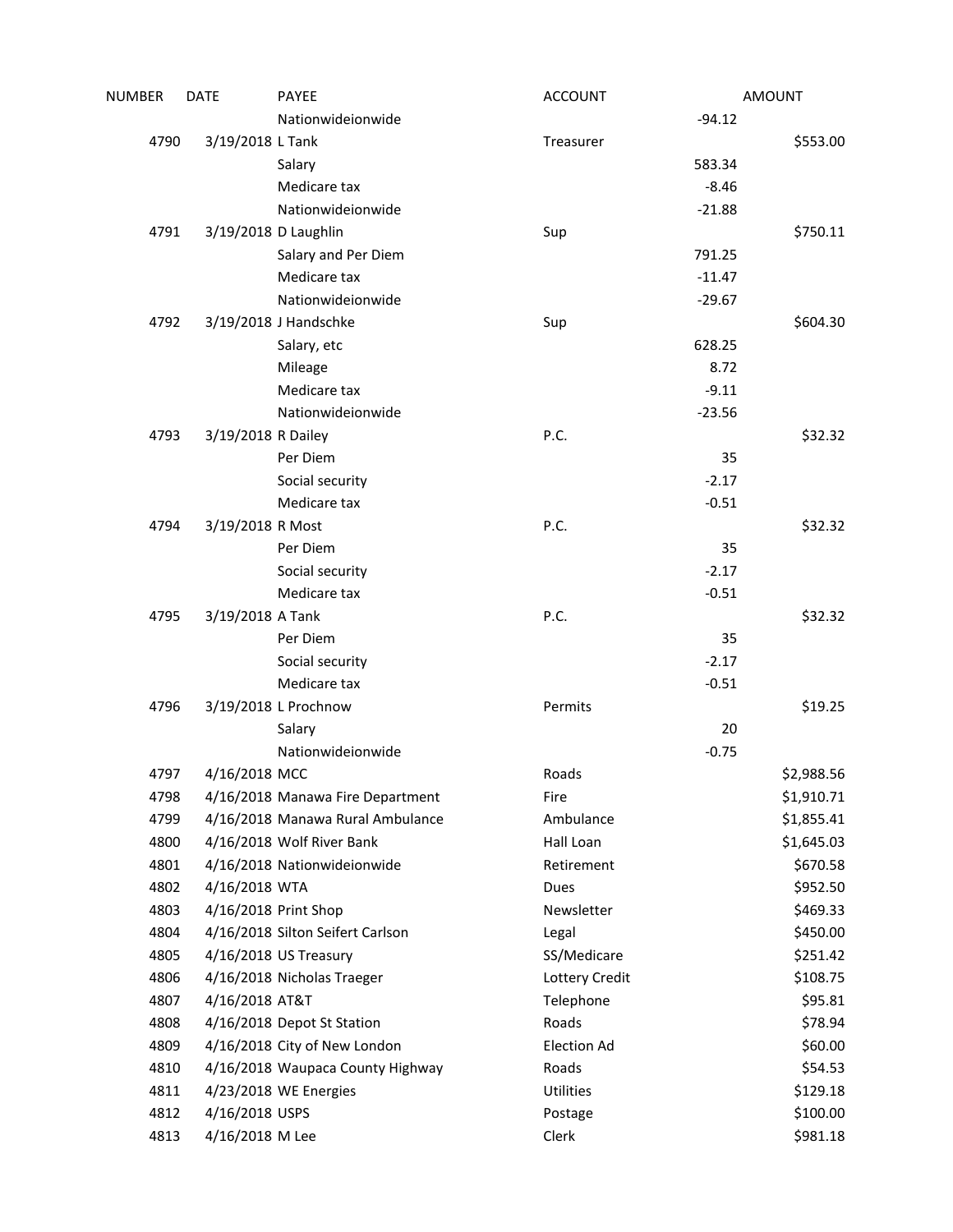| NUMBER | DATE | PAYEE | ACCOUNT | | AMOUNT |
|---|---|---|---|---|---|
| | | Nationwideionwide | | -94.12 | |
| 4790 | 3/19/2018 | L Tank | Treasurer | | $553.00 |
| | | Salary | | 583.34 | |
| | | Medicare tax | | -8.46 | |
| | | Nationwideionwide | | -21.88 | |
| 4791 | 3/19/2018 | D Laughlin | Sup | | $750.11 |
| | | Salary and Per Diem | | 791.25 | |
| | | Medicare tax | | -11.47 | |
| | | Nationwideionwide | | -29.67 | |
| 4792 | 3/19/2018 | J Handschke | Sup | | $604.30 |
| | | Salary, etc | | 628.25 | |
| | | Mileage | | 8.72 | |
| | | Medicare tax | | -9.11 | |
| | | Nationwideionwide | | -23.56 | |
| 4793 | 3/19/2018 | R Dailey | P.C. | | $32.32 |
| | | Per Diem | | 35 | |
| | | Social security | | -2.17 | |
| | | Medicare tax | | -0.51 | |
| 4794 | 3/19/2018 | R Most | P.C. | | $32.32 |
| | | Per Diem | | 35 | |
| | | Social security | | -2.17 | |
| | | Medicare tax | | -0.51 | |
| 4795 | 3/19/2018 | A Tank | P.C. | | $32.32 |
| | | Per Diem | | 35 | |
| | | Social security | | -2.17 | |
| | | Medicare tax | | -0.51 | |
| 4796 | 3/19/2018 | L Prochnow | Permits | | $19.25 |
| | | Salary | | 20 | |
| | | Nationwideionwide | | -0.75 | |
| 4797 | 4/16/2018 | MCC | Roads | | $2,988.56 |
| 4798 | 4/16/2018 | Manawa Fire Department | Fire | | $1,910.71 |
| 4799 | 4/16/2018 | Manawa Rural Ambulance | Ambulance | | $1,855.41 |
| 4800 | 4/16/2018 | Wolf River Bank | Hall Loan | | $1,645.03 |
| 4801 | 4/16/2018 | Nationwideionwide | Retirement | | $670.58 |
| 4802 | 4/16/2018 | WTA | Dues | | $952.50 |
| 4803 | 4/16/2018 | Print Shop | Newsletter | | $469.33 |
| 4804 | 4/16/2018 | Silton Seifert Carlson | Legal | | $450.00 |
| 4805 | 4/16/2018 | US Treasury | SS/Medicare | | $251.42 |
| 4806 | 4/16/2018 | Nicholas Traeger | Lottery Credit | | $108.75 |
| 4807 | 4/16/2018 | AT&T | Telephone | | $95.81 |
| 4808 | 4/16/2018 | Depot St Station | Roads | | $78.94 |
| 4809 | 4/16/2018 | City of New London | Election Ad | | $60.00 |
| 4810 | 4/16/2018 | Waupaca County Highway | Roads | | $54.53 |
| 4811 | 4/23/2018 | WE Energies | Utilities | | $129.18 |
| 4812 | 4/16/2018 | USPS | Postage | | $100.00 |
| 4813 | 4/16/2018 | M Lee | Clerk | | $981.18 |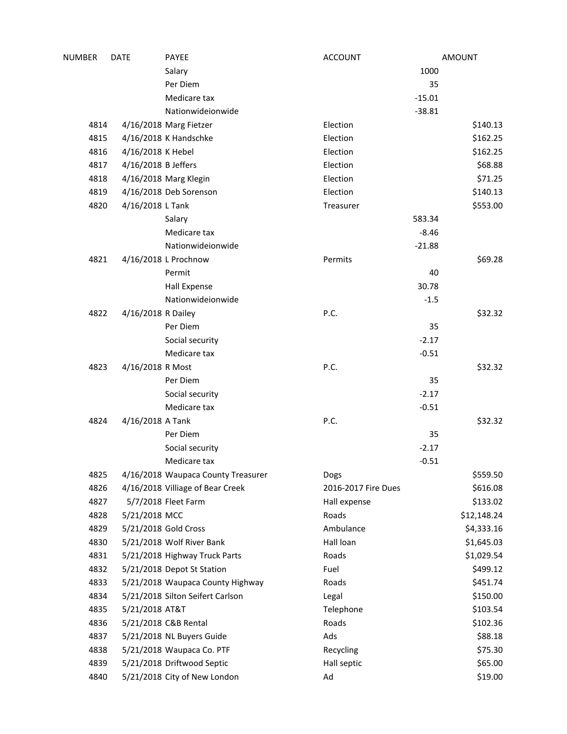| NUMBER | DATE | PAYEE | ACCOUNT | | AMOUNT |
|---|---|---|---|---|---|
| | | Salary | | 1000 | |
| | | Per Diem | | 35 | |
| | | Medicare tax | | -15.01 | |
| | | Nationwideionwide | | -38.81 | |
| 4814 | 4/16/2018 | Marg Fietzer | Election | | $140.13 |
| 4815 | 4/16/2018 | K Handschke | Election | | $162.25 |
| 4816 | 4/16/2018 | K Hebel | Election | | $162.25 |
| 4817 | 4/16/2018 | B Jeffers | Election | | $68.88 |
| 4818 | 4/16/2018 | Marg Klegin | Election | | $71.25 |
| 4819 | 4/16/2018 | Deb Sorenson | Election | | $140.13 |
| 4820 | 4/16/2018 | L Tank | Treasurer | | $553.00 |
| | | Salary | | 583.34 | |
| | | Medicare tax | | -8.46 | |
| | | Nationwideionwide | | -21.88 | |
| 4821 | 4/16/2018 | L Prochnow | Permits | | $69.28 |
| | | Permit | | 40 | |
| | | Hall Expense | | 30.78 | |
| | | Nationwideionwide | | -1.5 | |
| 4822 | 4/16/2018 | R Dailey | P.C. | | $32.32 |
| | | Per Diem | | 35 | |
| | | Social security | | -2.17 | |
| | | Medicare tax | | -0.51 | |
| 4823 | 4/16/2018 | R Most | P.C. | | $32.32 |
| | | Per Diem | | 35 | |
| | | Social security | | -2.17 | |
| | | Medicare tax | | -0.51 | |
| 4824 | 4/16/2018 | A Tank | P.C. | | $32.32 |
| | | Per Diem | | 35 | |
| | | Social security | | -2.17 | |
| | | Medicare tax | | -0.51 | |
| 4825 | 4/16/2018 | Waupaca County Treasurer | Dogs | | $559.50 |
| 4826 | 4/16/2018 | Villiage of Bear Creek | 2016-2017 Fire Dues | | $616.08 |
| 4827 | 5/7/2018 | Fleet Farm | Hall expense | | $133.02 |
| 4828 | 5/21/2018 | MCC | Roads | | $12,148.24 |
| 4829 | 5/21/2018 | Gold Cross | Ambulance | | $4,333.16 |
| 4830 | 5/21/2018 | Wolf River Bank | Hall loan | | $1,645.03 |
| 4831 | 5/21/2018 | Highway Truck Parts | Roads | | $1,029.54 |
| 4832 | 5/21/2018 | Depot St Station | Fuel | | $499.12 |
| 4833 | 5/21/2018 | Waupaca County Highway | Roads | | $451.74 |
| 4834 | 5/21/2018 | Silton Seifert Carlson | Legal | | $150.00 |
| 4835 | 5/21/2018 | AT&T | Telephone | | $103.54 |
| 4836 | 5/21/2018 | C&B Rental | Roads | | $102.36 |
| 4837 | 5/21/2018 | NL Buyers Guide | Ads | | $88.18 |
| 4838 | 5/21/2018 | Waupaca Co. PTF | Recycling | | $75.30 |
| 4839 | 5/21/2018 | Driftwood Septic | Hall septic | | $65.00 |
| 4840 | 5/21/2018 | City of New London | Ad | | $19.00 |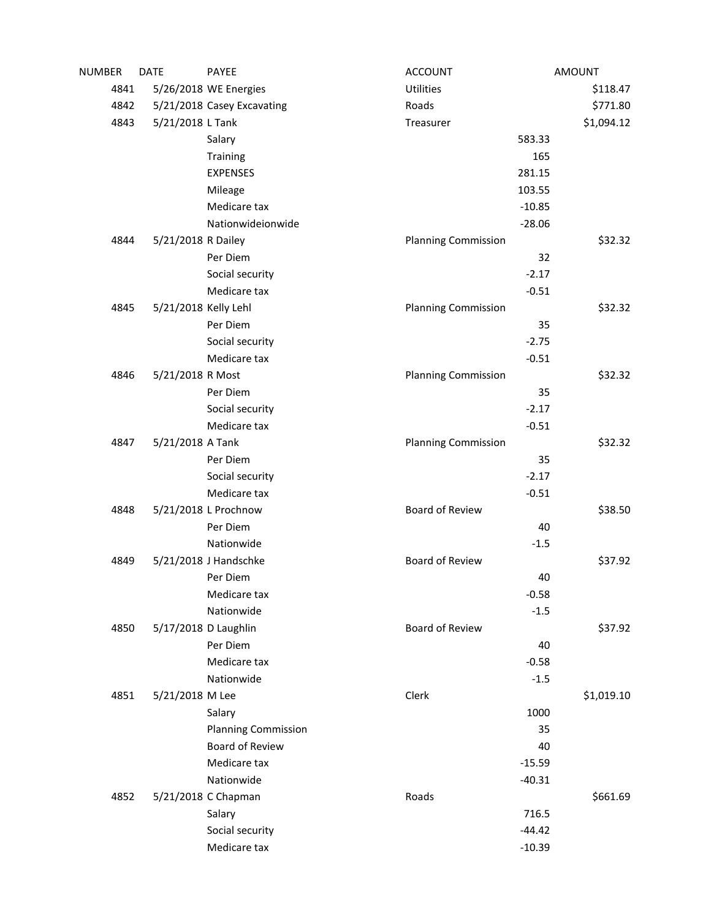| NUMBER | DATE | PAYEE | ACCOUNT | | AMOUNT |
|---|---|---|---|---|---|
| 4841 | 5/26/2018 | WE Energies | Utilities | | $118.47 |
| 4842 | 5/21/2018 | Casey Excavating | Roads | | $771.80 |
| 4843 | 5/21/2018 | L Tank | Treasurer | | $1,094.12 |
| | | Salary | | 583.33 | |
| | | Training | | 165 | |
| | | EXPENSES | | 281.15 | |
| | | Mileage | | 103.55 | |
| | | Medicare tax | | -10.85 | |
| | | Nationwideionwide | | -28.06 | |
| 4844 | 5/21/2018 | R Dailey | Planning Commission | | $32.32 |
| | | Per Diem | | 32 | |
| | | Social security | | -2.17 | |
| | | Medicare tax | | -0.51 | |
| 4845 | 5/21/2018 | Kelly Lehl | Planning Commission | | $32.32 |
| | | Per Diem | | 35 | |
| | | Social security | | -2.75 | |
| | | Medicare tax | | -0.51 | |
| 4846 | 5/21/2018 | R Most | Planning Commission | | $32.32 |
| | | Per Diem | | 35 | |
| | | Social security | | -2.17 | |
| | | Medicare tax | | -0.51 | |
| 4847 | 5/21/2018 | A Tank | Planning Commission | | $32.32 |
| | | Per Diem | | 35 | |
| | | Social security | | -2.17 | |
| | | Medicare tax | | -0.51 | |
| 4848 | 5/21/2018 | L Prochnow | Board of Review | | $38.50 |
| | | Per Diem | | 40 | |
| | | Nationwide | | -1.5 | |
| 4849 | 5/21/2018 | J Handschke | Board of Review | | $37.92 |
| | | Per Diem | | 40 | |
| | | Medicare tax | | -0.58 | |
| | | Nationwide | | -1.5 | |
| 4850 | 5/17/2018 | D Laughlin | Board of Review | | $37.92 |
| | | Per Diem | | 40 | |
| | | Medicare tax | | -0.58 | |
| | | Nationwide | | -1.5 | |
| 4851 | 5/21/2018 | M Lee | Clerk | | $1,019.10 |
| | | Salary | | 1000 | |
| | | Planning Commission | | 35 | |
| | | Board of Review | | 40 | |
| | | Medicare tax | | -15.59 | |
| | | Nationwide | | -40.31 | |
| 4852 | 5/21/2018 | C Chapman | Roads | | $661.69 |
| | | Salary | | 716.5 | |
| | | Social security | | -44.42 | |
| | | Medicare tax | | -10.39 | |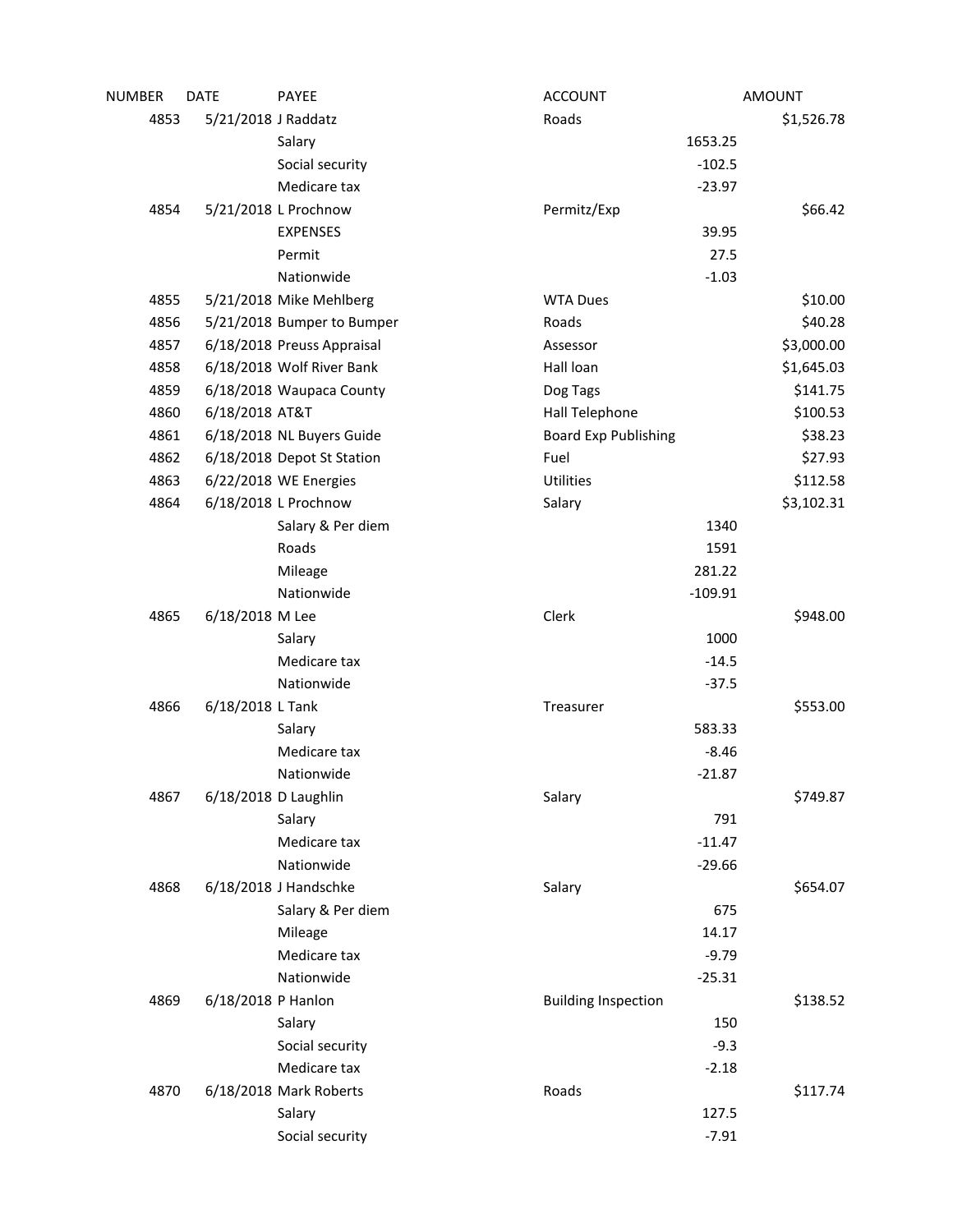| NUMBER | DATE | PAYEE | ACCOUNT | | AMOUNT |
|---|---|---|---|---|---|
| 4853 | 5/21/2018 | J Raddatz | Roads | | $1,526.78 |
| | | Salary | | 1653.25 | |
| | | Social security | | -102.5 | |
| | | Medicare tax | | -23.97 | |
| 4854 | 5/21/2018 | L Prochnow | Permitz/Exp | | $66.42 |
| | | EXPENSES | | 39.95 | |
| | | Permit | | 27.5 | |
| | | Nationwide | | -1.03 | |
| 4855 | 5/21/2018 | Mike Mehlberg | WTA Dues | | $10.00 |
| 4856 | 5/21/2018 | Bumper to Bumper | Roads | | $40.28 |
| 4857 | 6/18/2018 | Preuss Appraisal | Assessor | | $3,000.00 |
| 4858 | 6/18/2018 | Wolf River Bank | Hall loan | | $1,645.03 |
| 4859 | 6/18/2018 | Waupaca County | Dog Tags | | $141.75 |
| 4860 | 6/18/2018 | AT&T | Hall Telephone | | $100.53 |
| 4861 | 6/18/2018 | NL Buyers Guide | Board Exp Publishing | | $38.23 |
| 4862 | 6/18/2018 | Depot St Station | Fuel | | $27.93 |
| 4863 | 6/22/2018 | WE Energies | Utilities | | $112.58 |
| 4864 | 6/18/2018 | L Prochnow | Salary | | $3,102.31 |
| | | Salary & Per diem | | 1340 | |
| | | Roads | | 1591 | |
| | | Mileage | | 281.22 | |
| | | Nationwide | | -109.91 | |
| 4865 | 6/18/2018 | M Lee | Clerk | | $948.00 |
| | | Salary | | 1000 | |
| | | Medicare tax | | -14.5 | |
| | | Nationwide | | -37.5 | |
| 4866 | 6/18/2018 | L Tank | Treasurer | | $553.00 |
| | | Salary | | 583.33 | |
| | | Medicare tax | | -8.46 | |
| | | Nationwide | | -21.87 | |
| 4867 | 6/18/2018 | D Laughlin | Salary | | $749.87 |
| | | Salary | | 791 | |
| | | Medicare tax | | -11.47 | |
| | | Nationwide | | -29.66 | |
| 4868 | 6/18/2018 | J Handschke | Salary | | $654.07 |
| | | Salary & Per diem | | 675 | |
| | | Mileage | | 14.17 | |
| | | Medicare tax | | -9.79 | |
| | | Nationwide | | -25.31 | |
| 4869 | 6/18/2018 | P Hanlon | Building Inspection | | $138.52 |
| | | Salary | | 150 | |
| | | Social security | | -9.3 | |
| | | Medicare tax | | -2.18 | |
| 4870 | 6/18/2018 | Mark Roberts | Roads | | $117.74 |
| | | Salary | | 127.5 | |
| | | Social security | | -7.91 | |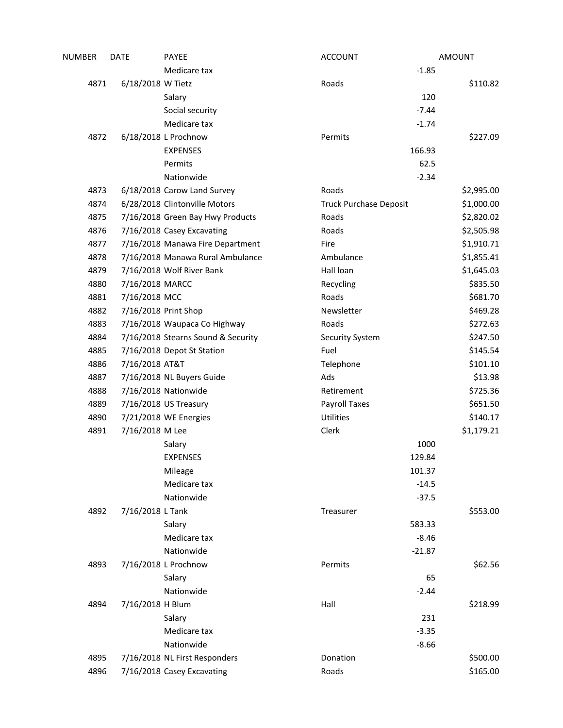| NUMBER | DATE | PAYEE | ACCOUNT | | AMOUNT |
|---|---|---|---|---|---|
| | | Medicare tax | | -1.85 | |
| 4871 | 6/18/2018 | W Tietz | Roads | | $110.82 |
| | | Salary | | 120 | |
| | | Social security | | -7.44 | |
| | | Medicare tax | | -1.74 | |
| 4872 | 6/18/2018 | L Prochnow | Permits | | $227.09 |
| | | EXPENSES | | 166.93 | |
| | | Permits | | 62.5 | |
| | | Nationwide | | -2.34 | |
| 4873 | 6/18/2018 | Carow Land Survey | Roads | | $2,995.00 |
| 4874 | 6/28/2018 | Clintonville Motors | Truck Purchase Deposit | | $1,000.00 |
| 4875 | 7/16/2018 | Green Bay Hwy Products | Roads | | $2,820.02 |
| 4876 | 7/16/2018 | Casey Excavating | Roads | | $2,505.98 |
| 4877 | 7/16/2018 | Manawa Fire Department | Fire | | $1,910.71 |
| 4878 | 7/16/2018 | Manawa Rural Ambulance | Ambulance | | $1,855.41 |
| 4879 | 7/16/2018 | Wolf River Bank | Hall loan | | $1,645.03 |
| 4880 | 7/16/2018 | MARCC | Recycling | | $835.50 |
| 4881 | 7/16/2018 | MCC | Roads | | $681.70 |
| 4882 | 7/16/2018 | Print Shop | Newsletter | | $469.28 |
| 4883 | 7/16/2018 | Waupaca Co Highway | Roads | | $272.63 |
| 4884 | 7/16/2018 | Stearns Sound & Security | Security System | | $247.50 |
| 4885 | 7/16/2018 | Depot St Station | Fuel | | $145.54 |
| 4886 | 7/16/2018 | AT&T | Telephone | | $101.10 |
| 4887 | 7/16/2018 | NL Buyers Guide | Ads | | $13.98 |
| 4888 | 7/16/2018 | Nationwide | Retirement | | $725.36 |
| 4889 | 7/16/2018 | US Treasury | Payroll Taxes | | $651.50 |
| 4890 | 7/21/2018 | WE Energies | Utilities | | $140.17 |
| 4891 | 7/16/2018 | M Lee | Clerk | | $1,179.21 |
| | | Salary | | 1000 | |
| | | EXPENSES | | 129.84 | |
| | | Mileage | | 101.37 | |
| | | Medicare tax | | -14.5 | |
| | | Nationwide | | -37.5 | |
| 4892 | 7/16/2018 | L Tank | Treasurer | | $553.00 |
| | | Salary | | 583.33 | |
| | | Medicare tax | | -8.46 | |
| | | Nationwide | | -21.87 | |
| 4893 | 7/16/2018 | L Prochnow | Permits | | $62.56 |
| | | Salary | | 65 | |
| | | Nationwide | | -2.44 | |
| 4894 | 7/16/2018 | H Blum | Hall | | $218.99 |
| | | Salary | | 231 | |
| | | Medicare tax | | -3.35 | |
| | | Nationwide | | -8.66 | |
| 4895 | 7/16/2018 | NL First Responders | Donation | | $500.00 |
| 4896 | 7/16/2018 | Casey Excavating | Roads | | $165.00 |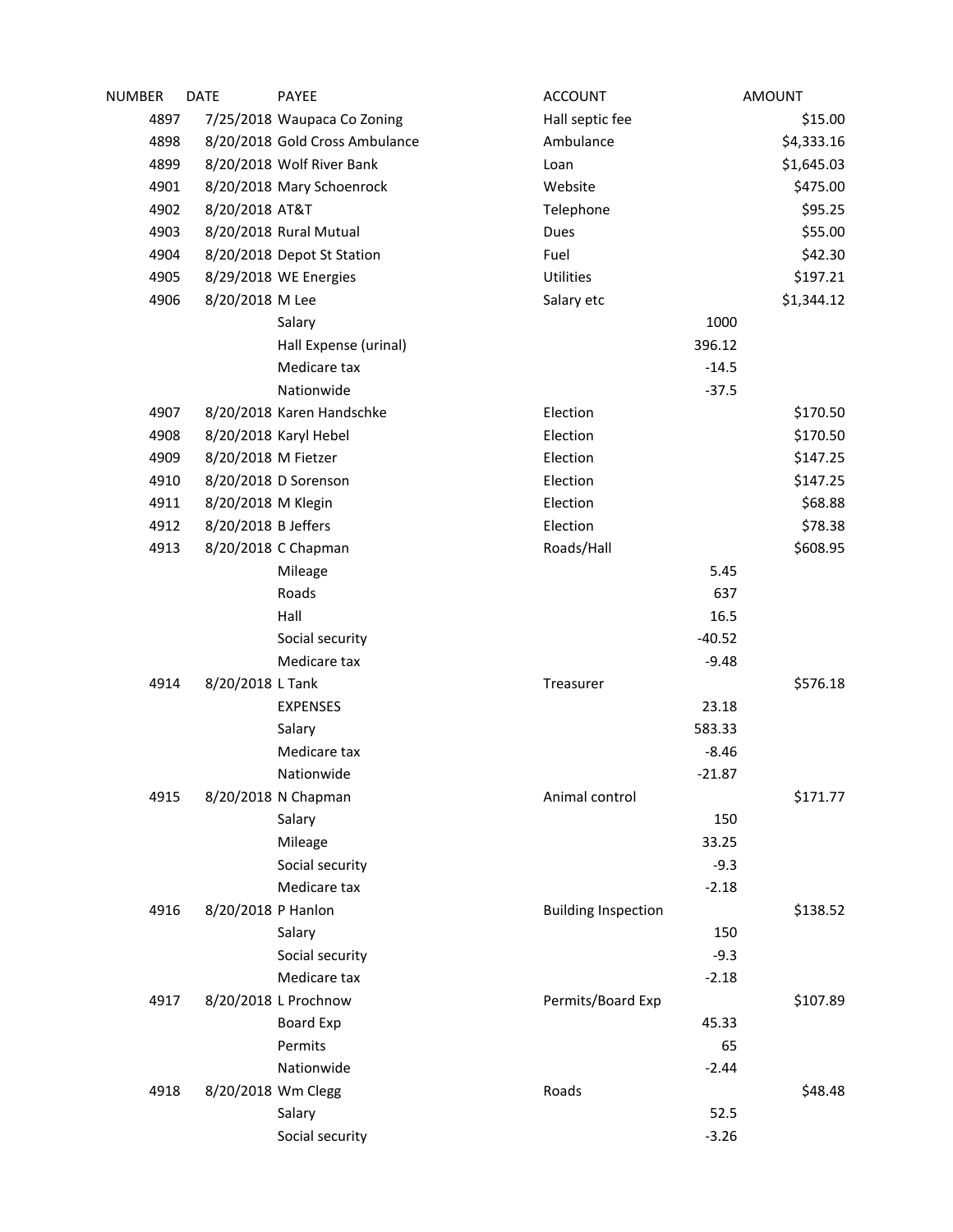| NUMBER | DATE | PAYEE | ACCOUNT | | AMOUNT |
|---|---|---|---|---|---|
| 4897 | 7/25/2018 | Waupaca Co Zoning | Hall septic fee | | $15.00 |
| 4898 | 8/20/2018 | Gold Cross Ambulance | Ambulance | | $4,333.16 |
| 4899 | 8/20/2018 | Wolf River Bank | Loan | | $1,645.03 |
| 4901 | 8/20/2018 | Mary Schoenrock | Website | | $475.00 |
| 4902 | 8/20/2018 | AT&T | Telephone | | $95.25 |
| 4903 | 8/20/2018 | Rural Mutual | Dues | | $55.00 |
| 4904 | 8/20/2018 | Depot St Station | Fuel | | $42.30 |
| 4905 | 8/29/2018 | WE Energies | Utilities | | $197.21 |
| 4906 | 8/20/2018 | M Lee | Salary etc | | $1,344.12 |
| | | Salary | | 1000 | |
| | | Hall Expense (urinal) | | 396.12 | |
| | | Medicare tax | | -14.5 | |
| | | Nationwide | | -37.5 | |
| 4907 | 8/20/2018 | Karen Handschke | Election | | $170.50 |
| 4908 | 8/20/2018 | Karyl Hebel | Election | | $170.50 |
| 4909 | 8/20/2018 | M Fietzer | Election | | $147.25 |
| 4910 | 8/20/2018 | D Sorenson | Election | | $147.25 |
| 4911 | 8/20/2018 | M Klegin | Election | | $68.88 |
| 4912 | 8/20/2018 | B Jeffers | Election | | $78.38 |
| 4913 | 8/20/2018 | C Chapman | Roads/Hall | | $608.95 |
| | | Mileage | | 5.45 | |
| | | Roads | | 637 | |
| | | Hall | | 16.5 | |
| | | Social security | | -40.52 | |
| | | Medicare tax | | -9.48 | |
| 4914 | 8/20/2018 | L Tank | Treasurer | | $576.18 |
| | | EXPENSES | | 23.18 | |
| | | Salary | | 583.33 | |
| | | Medicare tax | | -8.46 | |
| | | Nationwide | | -21.87 | |
| 4915 | 8/20/2018 | N Chapman | Animal control | | $171.77 |
| | | Salary | | 150 | |
| | | Mileage | | 33.25 | |
| | | Social security | | -9.3 | |
| | | Medicare tax | | -2.18 | |
| 4916 | 8/20/2018 | P Hanlon | Building Inspection | | $138.52 |
| | | Salary | | 150 | |
| | | Social security | | -9.3 | |
| | | Medicare tax | | -2.18 | |
| 4917 | 8/20/2018 | L Prochnow | Permits/Board Exp | | $107.89 |
| | | Board Exp | | 45.33 | |
| | | Permits | | 65 | |
| | | Nationwide | | -2.44 | |
| 4918 | 8/20/2018 | Wm Clegg | Roads | | $48.48 |
| | | Salary | | 52.5 | |
| | | Social security | | -3.26 | |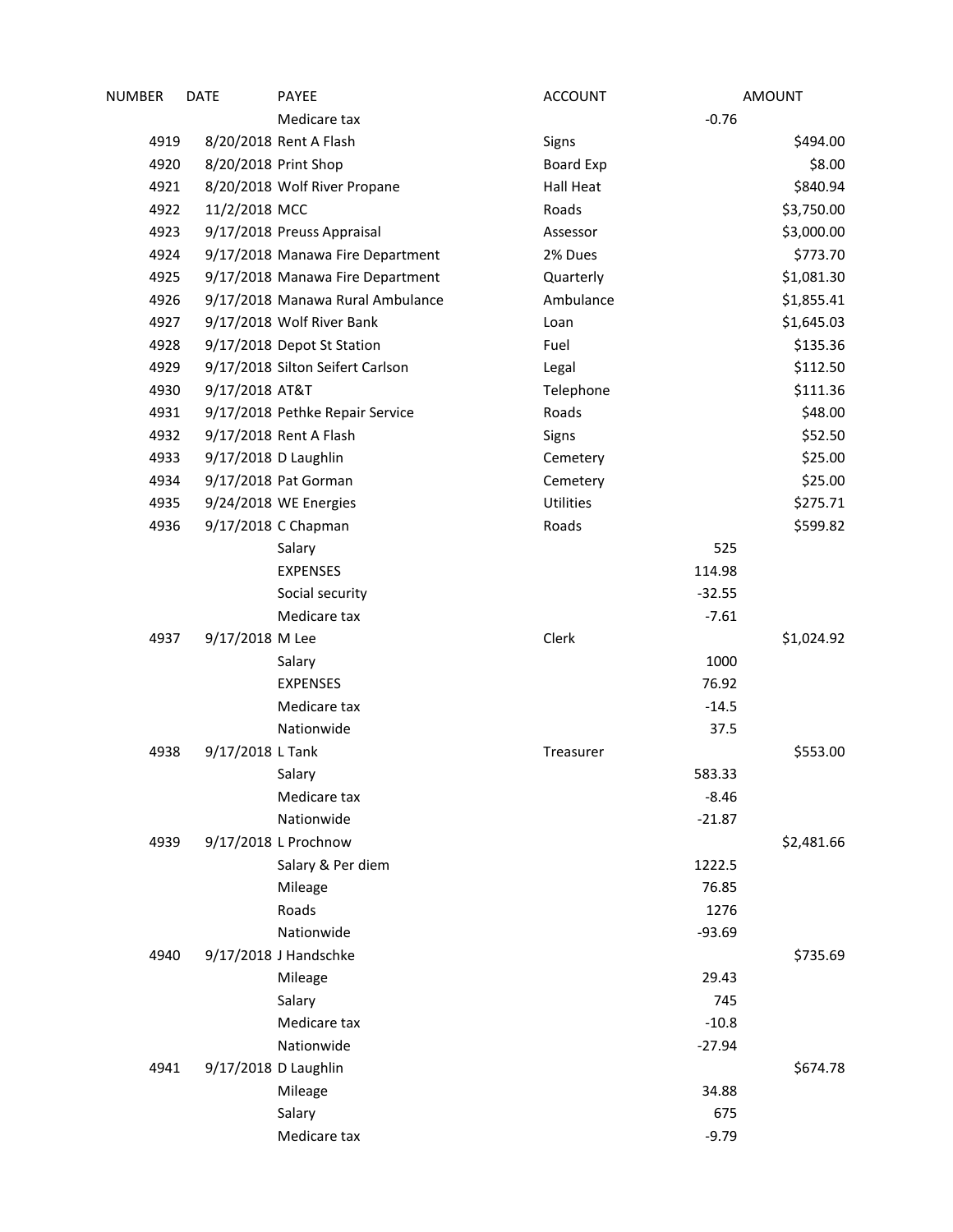| NUMBER | DATE | PAYEE | ACCOUNT | | AMOUNT |
|---|---|---|---|---|---|
| | | Medicare tax | | -0.76 | |
| 4919 | 8/20/2018 | Rent A Flash | Signs | | $494.00 |
| 4920 | 8/20/2018 | Print Shop | Board Exp | | $8.00 |
| 4921 | 8/20/2018 | Wolf River Propane | Hall Heat | | $840.94 |
| 4922 | 11/2/2018 | MCC | Roads | | $3,750.00 |
| 4923 | 9/17/2018 | Preuss Appraisal | Assessor | | $3,000.00 |
| 4924 | 9/17/2018 | Manawa Fire Department | 2% Dues | | $773.70 |
| 4925 | 9/17/2018 | Manawa Fire Department | Quarterly | | $1,081.30 |
| 4926 | 9/17/2018 | Manawa Rural Ambulance | Ambulance | | $1,855.41 |
| 4927 | 9/17/2018 | Wolf River Bank | Loan | | $1,645.03 |
| 4928 | 9/17/2018 | Depot St Station | Fuel | | $135.36 |
| 4929 | 9/17/2018 | Silton Seifert Carlson | Legal | | $112.50 |
| 4930 | 9/17/2018 | AT&T | Telephone | | $111.36 |
| 4931 | 9/17/2018 | Pethke Repair Service | Roads | | $48.00 |
| 4932 | 9/17/2018 | Rent A Flash | Signs | | $52.50 |
| 4933 | 9/17/2018 | D Laughlin | Cemetery | | $25.00 |
| 4934 | 9/17/2018 | Pat Gorman | Cemetery | | $25.00 |
| 4935 | 9/24/2018 | WE Energies | Utilities | | $275.71 |
| 4936 | 9/17/2018 | C Chapman | Roads | | $599.82 |
| | | Salary | | 525 | |
| | | EXPENSES | | 114.98 | |
| | | Social security | | -32.55 | |
| | | Medicare tax | | -7.61 | |
| 4937 | 9/17/2018 | M Lee | Clerk | | $1,024.92 |
| | | Salary | | 1000 | |
| | | EXPENSES | | 76.92 | |
| | | Medicare tax | | -14.5 | |
| | | Nationwide | | 37.5 | |
| 4938 | 9/17/2018 | L Tank | Treasurer | | $553.00 |
| | | Salary | | 583.33 | |
| | | Medicare tax | | -8.46 | |
| | | Nationwide | | -21.87 | |
| 4939 | 9/17/2018 | L Prochnow | | | $2,481.66 |
| | | Salary & Per diem | | 1222.5 | |
| | | Mileage | | 76.85 | |
| | | Roads | | 1276 | |
| | | Nationwide | | -93.69 | |
| 4940 | 9/17/2018 | J Handschke | | | $735.69 |
| | | Mileage | | 29.43 | |
| | | Salary | | 745 | |
| | | Medicare tax | | -10.8 | |
| | | Nationwide | | -27.94 | |
| 4941 | 9/17/2018 | D Laughlin | | | $674.78 |
| | | Mileage | | 34.88 | |
| | | Salary | | 675 | |
| | | Medicare tax | | -9.79 | |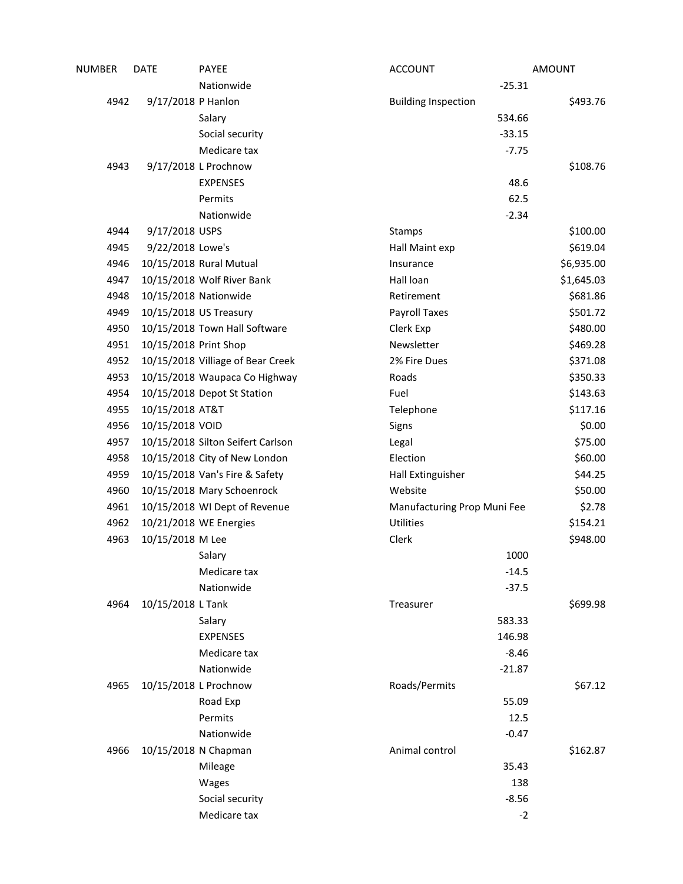| NUMBER | DATE | PAYEE | ACCOUNT | | AMOUNT |
|---|---|---|---|---|---|
| | | Nationwide | | -25.31 | |
| 4942 | 9/17/2018 | P Hanlon | Building Inspection | | $493.76 |
| | | Salary | | 534.66 | |
| | | Social security | | -33.15 | |
| | | Medicare tax | | -7.75 | |
| 4943 | 9/17/2018 | L Prochnow | | | $108.76 |
| | | EXPENSES | | 48.6 | |
| | | Permits | | 62.5 | |
| | | Nationwide | | -2.34 | |
| 4944 | 9/17/2018 | USPS | Stamps | | $100.00 |
| 4945 | 9/22/2018 | Lowe's | Hall Maint exp | | $619.04 |
| 4946 | 10/15/2018 | Rural Mutual | Insurance | | $6,935.00 |
| 4947 | 10/15/2018 | Wolf River Bank | Hall loan | | $1,645.03 |
| 4948 | 10/15/2018 | Nationwide | Retirement | | $681.86 |
| 4949 | 10/15/2018 | US Treasury | Payroll Taxes | | $501.72 |
| 4950 | 10/15/2018 | Town Hall Software | Clerk Exp | | $480.00 |
| 4951 | 10/15/2018 | Print Shop | Newsletter | | $469.28 |
| 4952 | 10/15/2018 | Villiage of Bear Creek | 2% Fire Dues | | $371.08 |
| 4953 | 10/15/2018 | Waupaca Co Highway | Roads | | $350.33 |
| 4954 | 10/15/2018 | Depot St Station | Fuel | | $143.63 |
| 4955 | 10/15/2018 | AT&T | Telephone | | $117.16 |
| 4956 | 10/15/2018 | VOID | Signs | | $0.00 |
| 4957 | 10/15/2018 | Silton Seifert Carlson | Legal | | $75.00 |
| 4958 | 10/15/2018 | City of New London | Election | | $60.00 |
| 4959 | 10/15/2018 | Van's Fire & Safety | Hall Extinguisher | | $44.25 |
| 4960 | 10/15/2018 | Mary Schoenrock | Website | | $50.00 |
| 4961 | 10/15/2018 | WI Dept of Revenue | Manufacturing Prop Muni Fee | | $2.78 |
| 4962 | 10/21/2018 | WE Energies | Utilities | | $154.21 |
| 4963 | 10/15/2018 | M Lee | Clerk | | $948.00 |
| | | Salary | | 1000 | |
| | | Medicare tax | | -14.5 | |
| | | Nationwide | | -37.5 | |
| 4964 | 10/15/2018 | L Tank | Treasurer | | $699.98 |
| | | Salary | | 583.33 | |
| | | EXPENSES | | 146.98 | |
| | | Medicare tax | | -8.46 | |
| | | Nationwide | | -21.87 | |
| 4965 | 10/15/2018 | L Prochnow | Roads/Permits | | $67.12 |
| | | Road Exp | | 55.09 | |
| | | Permits | | 12.5 | |
| | | Nationwide | | -0.47 | |
| 4966 | 10/15/2018 | N Chapman | Animal control | | $162.87 |
| | | Mileage | | 35.43 | |
| | | Wages | | 138 | |
| | | Social security | | -8.56 | |
| | | Medicare tax | | -2 | |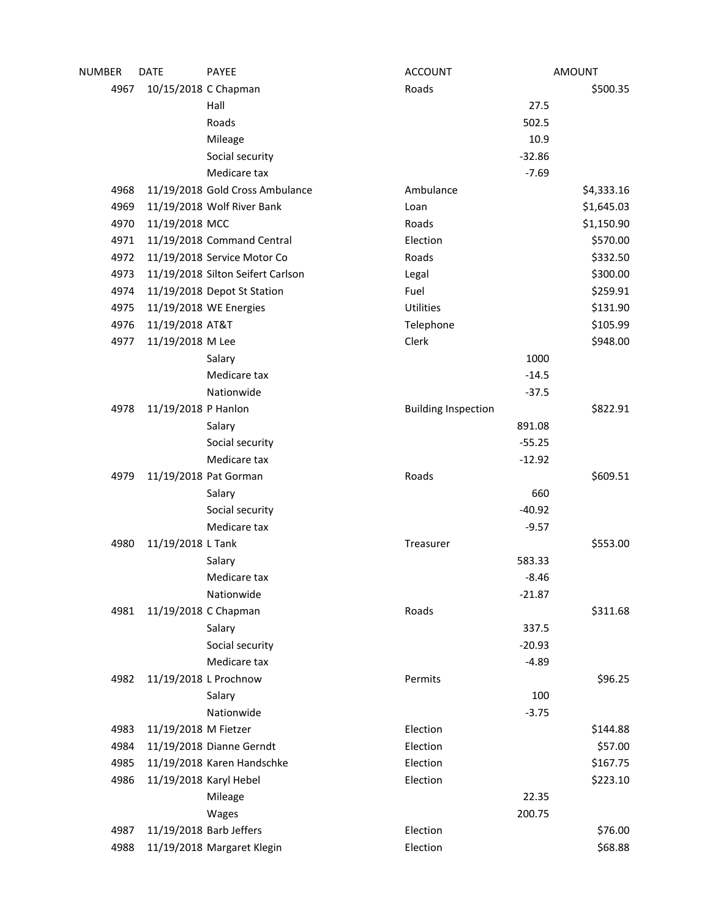| NUMBER | DATE | PAYEE | ACCOUNT | | AMOUNT |
|---|---|---|---|---|---|
| 4967 | 10/15/2018 | C Chapman | Roads | | $500.35 |
| | | Hall | | 27.5 | |
| | | Roads | | 502.5 | |
| | | Mileage | | 10.9 | |
| | | Social security | | -32.86 | |
| | | Medicare tax | | -7.69 | |
| 4968 | 11/19/2018 | Gold Cross Ambulance | Ambulance | | $4,333.16 |
| 4969 | 11/19/2018 | Wolf River Bank | Loan | | $1,645.03 |
| 4970 | 11/19/2018 | MCC | Roads | | $1,150.90 |
| 4971 | 11/19/2018 | Command Central | Election | | $570.00 |
| 4972 | 11/19/2018 | Service Motor Co | Roads | | $332.50 |
| 4973 | 11/19/2018 | Silton Seifert Carlson | Legal | | $300.00 |
| 4974 | 11/19/2018 | Depot St Station | Fuel | | $259.91 |
| 4975 | 11/19/2018 | WE Energies | Utilities | | $131.90 |
| 4976 | 11/19/2018 | AT&T | Telephone | | $105.99 |
| 4977 | 11/19/2018 | M Lee | Clerk | | $948.00 |
| | | Salary | | 1000 | |
| | | Medicare tax | | -14.5 | |
| | | Nationwide | | -37.5 | |
| 4978 | 11/19/2018 | P Hanlon | Building Inspection | | $822.91 |
| | | Salary | | 891.08 | |
| | | Social security | | -55.25 | |
| | | Medicare tax | | -12.92 | |
| 4979 | 11/19/2018 | Pat Gorman | Roads | | $609.51 |
| | | Salary | | 660 | |
| | | Social security | | -40.92 | |
| | | Medicare tax | | -9.57 | |
| 4980 | 11/19/2018 | L Tank | Treasurer | | $553.00 |
| | | Salary | | 583.33 | |
| | | Medicare tax | | -8.46 | |
| | | Nationwide | | -21.87 | |
| 4981 | 11/19/2018 | C Chapman | Roads | | $311.68 |
| | | Salary | | 337.5 | |
| | | Social security | | -20.93 | |
| | | Medicare tax | | -4.89 | |
| 4982 | 11/19/2018 | L Prochnow | Permits | | $96.25 |
| | | Salary | | 100 | |
| | | Nationwide | | -3.75 | |
| 4983 | 11/19/2018 | M Fietzer | Election | | $144.88 |
| 4984 | 11/19/2018 | Dianne Gerndt | Election | | $57.00 |
| 4985 | 11/19/2018 | Karen Handschke | Election | | $167.75 |
| 4986 | 11/19/2018 | Karyl Hebel | Election | | $223.10 |
| | | Mileage | | 22.35 | |
| | | Wages | | 200.75 | |
| 4987 | 11/19/2018 | Barb Jeffers | Election | | $76.00 |
| 4988 | 11/19/2018 | Margaret Klegin | Election | | $68.88 |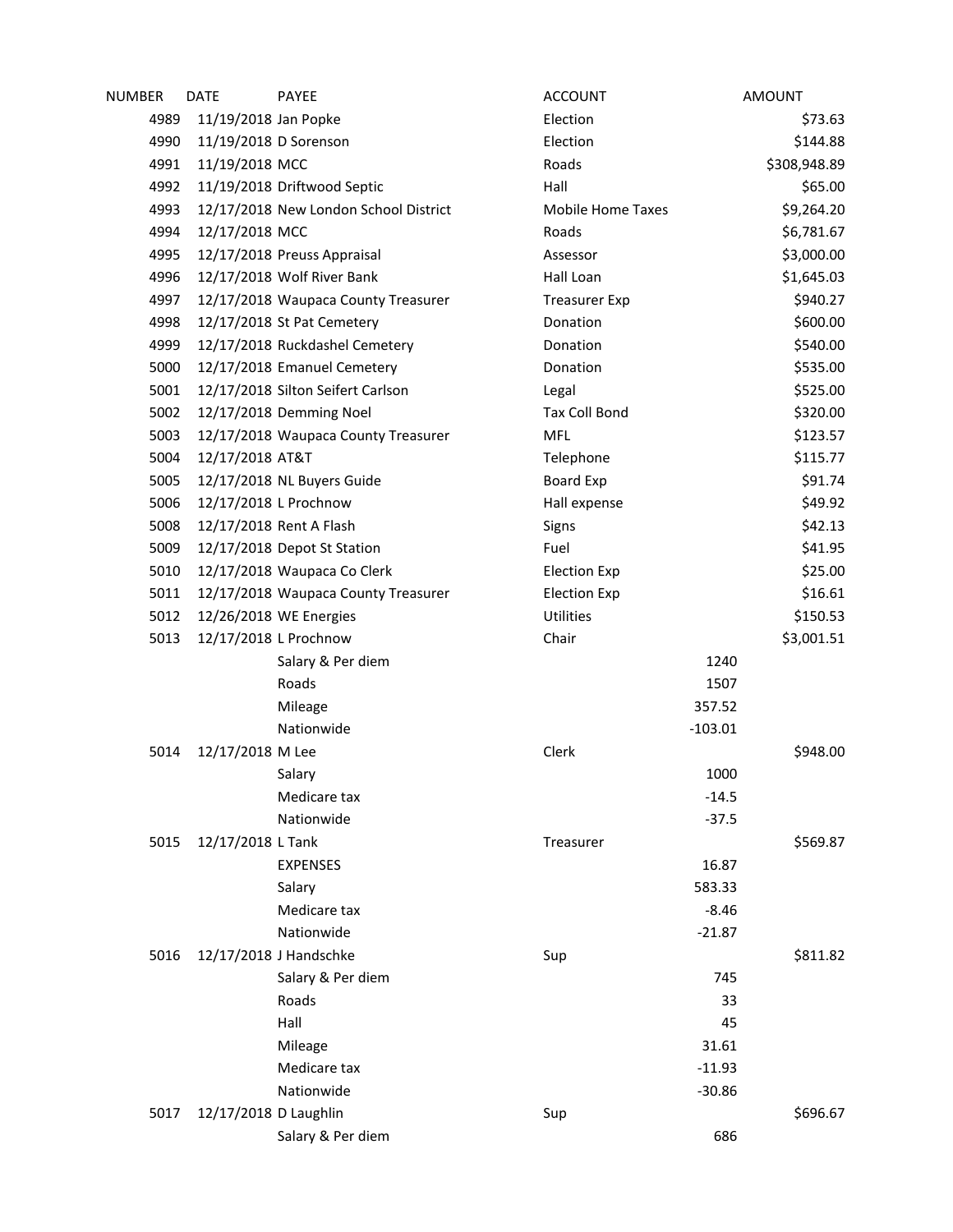| NUMBER | DATE | PAYEE | ACCOUNT | | AMOUNT |
|---|---|---|---|---|---|
| 4989 | 11/19/2018 | Jan Popke | Election | | $73.63 |
| 4990 | 11/19/2018 | D Sorenson | Election | | $144.88 |
| 4991 | 11/19/2018 | MCC | Roads | | $308,948.89 |
| 4992 | 11/19/2018 | Driftwood Septic | Hall | | $65.00 |
| 4993 | 12/17/2018 | New London School District | Mobile Home Taxes | | $9,264.20 |
| 4994 | 12/17/2018 | MCC | Roads | | $6,781.67 |
| 4995 | 12/17/2018 | Preuss Appraisal | Assessor | | $3,000.00 |
| 4996 | 12/17/2018 | Wolf River Bank | Hall Loan | | $1,645.03 |
| 4997 | 12/17/2018 | Waupaca County Treasurer | Treasurer Exp | | $940.27 |
| 4998 | 12/17/2018 | St Pat Cemetery | Donation | | $600.00 |
| 4999 | 12/17/2018 | Ruckdashel Cemetery | Donation | | $540.00 |
| 5000 | 12/17/2018 | Emanuel Cemetery | Donation | | $535.00 |
| 5001 | 12/17/2018 | Silton Seifert Carlson | Legal | | $525.00 |
| 5002 | 12/17/2018 | Demming Noel | Tax Coll Bond | | $320.00 |
| 5003 | 12/17/2018 | Waupaca County Treasurer | MFL | | $123.57 |
| 5004 | 12/17/2018 | AT&T | Telephone | | $115.77 |
| 5005 | 12/17/2018 | NL Buyers Guide | Board Exp | | $91.74 |
| 5006 | 12/17/2018 | L Prochnow | Hall expense | | $49.92 |
| 5008 | 12/17/2018 | Rent A Flash | Signs | | $42.13 |
| 5009 | 12/17/2018 | Depot St Station | Fuel | | $41.95 |
| 5010 | 12/17/2018 | Waupaca Co Clerk | Election Exp | | $25.00 |
| 5011 | 12/17/2018 | Waupaca County Treasurer | Election Exp | | $16.61 |
| 5012 | 12/26/2018 | WE Energies | Utilities | | $150.53 |
| 5013 | 12/17/2018 | L Prochnow | Chair | | $3,001.51 |
| | | Salary & Per diem | | 1240 | |
| | | Roads | | 1507 | |
| | | Mileage | | 357.52 | |
| | | Nationwide | | -103.01 | |
| 5014 | 12/17/2018 | M Lee | Clerk | | $948.00 |
| | | Salary | | 1000 | |
| | | Medicare tax | | -14.5 | |
| | | Nationwide | | -37.5 | |
| 5015 | 12/17/2018 | L Tank | Treasurer | | $569.87 |
| | | EXPENSES | | 16.87 | |
| | | Salary | | 583.33 | |
| | | Medicare tax | | -8.46 | |
| | | Nationwide | | -21.87 | |
| 5016 | 12/17/2018 | J Handschke | Sup | | $811.82 |
| | | Salary & Per diem | | 745 | |
| | | Roads | | 33 | |
| | | Hall | | 45 | |
| | | Mileage | | 31.61 | |
| | | Medicare tax | | -11.93 | |
| | | Nationwide | | -30.86 | |
| 5017 | 12/17/2018 | D Laughlin | Sup | | $696.67 |
| | | Salary & Per diem | | 686 | |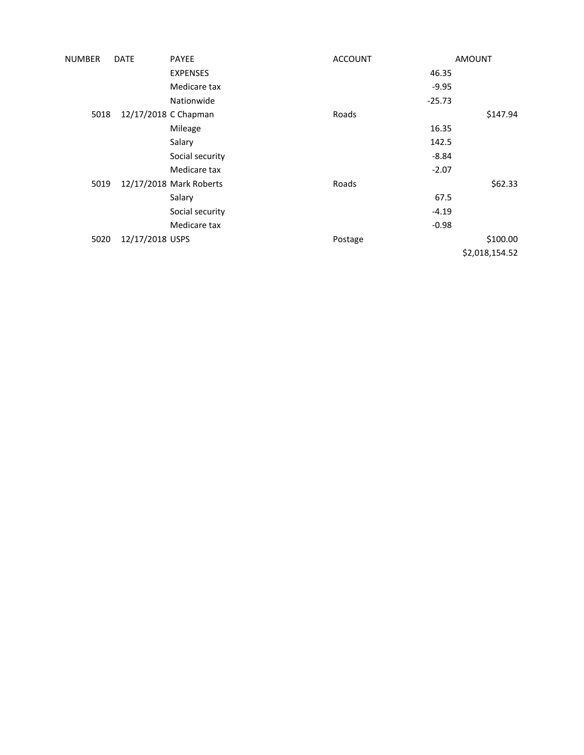| NUMBER | DATE | PAYEE | ACCOUNT | | AMOUNT |
|---|---|---|---|---|---|
| | | EXPENSES | | 46.35 | |
| | | Medicare tax | | -9.95 | |
| | | Nationwide | | -25.73 | |
| 5018 | 12/17/2018 | C Chapman | Roads | | $147.94 |
| | | Mileage | | 16.35 | |
| | | Salary | | 142.5 | |
| | | Social security | | -8.84 | |
| | | Medicare tax | | -2.07 | |
| 5019 | 12/17/2018 | Mark Roberts | Roads | | $62.33 |
| | | Salary | | 67.5 | |
| | | Social security | | -4.19 | |
| | | Medicare tax | | -0.98 | |
| 5020 | 12/17/2018 | USPS | Postage | | $100.00 |
| | | | | | $2,018,154.52 |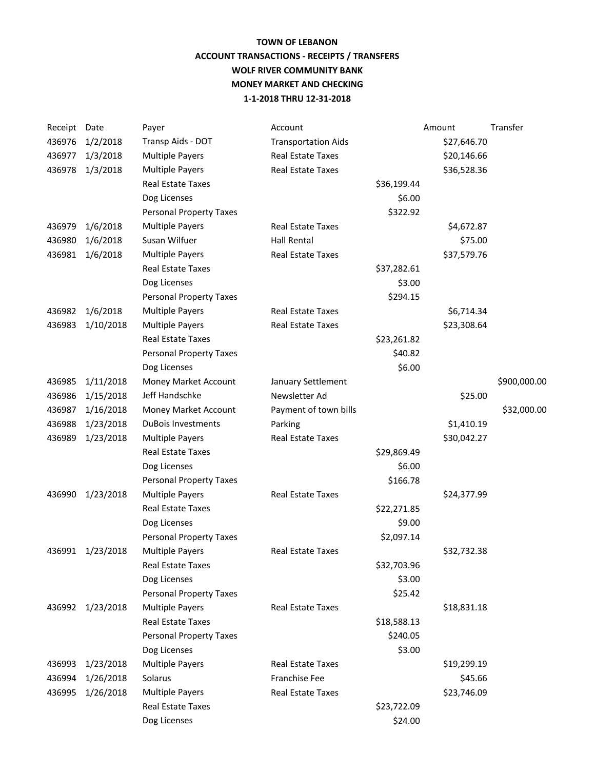**TOWN OF LEBANON**
**ACCOUNT TRANSACTIONS - RECEIPTS / TRANSFERS**
**WOLF RIVER COMMUNITY BANK**
**MONEY MARKET AND CHECKING**
**1-1-2018 THRU 12-31-2018**

| Receipt | Date | Payer | Account | | Amount | Transfer |
|---|---|---|---|---|---|---|
| 436976 | 1/2/2018 | Transp Aids - DOT | Transportation Aids | | $27,646.70 | |
| 436977 | 1/3/2018 | Multiple Payers | Real Estate Taxes | | $20,146.66 | |
| 436978 | 1/3/2018 | Multiple Payers | Real Estate Taxes | | $36,528.36 | |
| | | Real Estate Taxes | | $36,199.44 | | |
| | | Dog Licenses | | $6.00 | | |
| | | Personal Property Taxes | | $322.92 | | |
| 436979 | 1/6/2018 | Multiple Payers | Real Estate Taxes | | $4,672.87 | |
| 436980 | 1/6/2018 | Susan Wilfuer | Hall Rental | | $75.00 | |
| 436981 | 1/6/2018 | Multiple Payers | Real Estate Taxes | | $37,579.76 | |
| | | Real Estate Taxes | | $37,282.61 | | |
| | | Dog Licenses | | $3.00 | | |
| | | Personal Property Taxes | | $294.15 | | |
| 436982 | 1/6/2018 | Multiple Payers | Real Estate Taxes | | $6,714.34 | |
| 436983 | 1/10/2018 | Multiple Payers | Real Estate Taxes | | $23,308.64 | |
| | | Real Estate Taxes | | $23,261.82 | | |
| | | Personal Property Taxes | | $40.82 | | |
| | | Dog Licenses | | $6.00 | | |
| 436985 | 1/11/2018 | Money Market Account | January Settlement | | | $900,000.00 |
| 436986 | 1/15/2018 | Jeff Handschke | Newsletter Ad | | $25.00 | |
| 436987 | 1/16/2018 | Money Market Account | Payment of town bills | | | $32,000.00 |
| 436988 | 1/23/2018 | DuBois Investments | Parking | | $1,410.19 | |
| 436989 | 1/23/2018 | Multiple Payers | Real Estate Taxes | | $30,042.27 | |
| | | Real Estate Taxes | | $29,869.49 | | |
| | | Dog Licenses | | $6.00 | | |
| | | Personal Property Taxes | | $166.78 | | |
| 436990 | 1/23/2018 | Multiple Payers | Real Estate Taxes | | $24,377.99 | |
| | | Real Estate Taxes | | $22,271.85 | | |
| | | Dog Licenses | | $9.00 | | |
| | | Personal Property Taxes | | $2,097.14 | | |
| 436991 | 1/23/2018 | Multiple Payers | Real Estate Taxes | | $32,732.38 | |
| | | Real Estate Taxes | | $32,703.96 | | |
| | | Dog Licenses | | $3.00 | | |
| | | Personal Property Taxes | | $25.42 | | |
| 436992 | 1/23/2018 | Multiple Payers | Real Estate Taxes | | $18,831.18 | |
| | | Real Estate Taxes | | $18,588.13 | | |
| | | Personal Property Taxes | | $240.05 | | |
| | | Dog Licenses | | $3.00 | | |
| 436993 | 1/23/2018 | Multiple Payers | Real Estate Taxes | | $19,299.19 | |
| 436994 | 1/26/2018 | Solarus | Franchise Fee | | $45.66 | |
| 436995 | 1/26/2018 | Multiple Payers | Real Estate Taxes | | $23,746.09 | |
| | | Real Estate Taxes | | $23,722.09 | | |
| | | Dog Licenses | | $24.00 | | |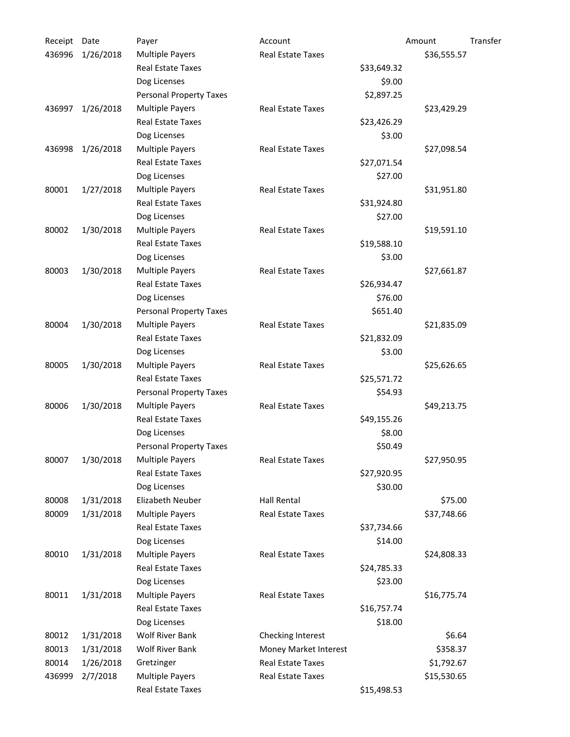| Receipt | Date | Payer | Account | | Amount | Transfer |
|---|---|---|---|---|---|---|
| 436996 | 1/26/2018 | Multiple Payers | Real Estate Taxes | | $36,555.57 | |
| | | Real Estate Taxes | | $33,649.32 | | |
| | | Dog Licenses | | $9.00 | | |
| | | Personal Property Taxes | | $2,897.25 | | |
| 436997 | 1/26/2018 | Multiple Payers | Real Estate Taxes | | $23,429.29 | |
| | | Real Estate Taxes | | $23,426.29 | | |
| | | Dog Licenses | | $3.00 | | |
| 436998 | 1/26/2018 | Multiple Payers | Real Estate Taxes | | $27,098.54 | |
| | | Real Estate Taxes | | $27,071.54 | | |
| | | Dog Licenses | | $27.00 | | |
| 80001 | 1/27/2018 | Multiple Payers | Real Estate Taxes | | $31,951.80 | |
| | | Real Estate Taxes | | $31,924.80 | | |
| | | Dog Licenses | | $27.00 | | |
| 80002 | 1/30/2018 | Multiple Payers | Real Estate Taxes | | $19,591.10 | |
| | | Real Estate Taxes | | $19,588.10 | | |
| | | Dog Licenses | | $3.00 | | |
| 80003 | 1/30/2018 | Multiple Payers | Real Estate Taxes | | $27,661.87 | |
| | | Real Estate Taxes | | $26,934.47 | | |
| | | Dog Licenses | | $76.00 | | |
| | | Personal Property Taxes | | $651.40 | | |
| 80004 | 1/30/2018 | Multiple Payers | Real Estate Taxes | | $21,835.09 | |
| | | Real Estate Taxes | | $21,832.09 | | |
| | | Dog Licenses | | $3.00 | | |
| 80005 | 1/30/2018 | Multiple Payers | Real Estate Taxes | | $25,626.65 | |
| | | Real Estate Taxes | | $25,571.72 | | |
| | | Personal Property Taxes | | $54.93 | | |
| 80006 | 1/30/2018 | Multiple Payers | Real Estate Taxes | | $49,213.75 | |
| | | Real Estate Taxes | | $49,155.26 | | |
| | | Dog Licenses | | $8.00 | | |
| | | Personal Property Taxes | | $50.49 | | |
| 80007 | 1/30/2018 | Multiple Payers | Real Estate Taxes | | $27,950.95 | |
| | | Real Estate Taxes | | $27,920.95 | | |
| | | Dog Licenses | | $30.00 | | |
| 80008 | 1/31/2018 | Elizabeth Neuber | Hall Rental | | $75.00 | |
| 80009 | 1/31/2018 | Multiple Payers | Real Estate Taxes | | $37,748.66 | |
| | | Real Estate Taxes | | $37,734.66 | | |
| | | Dog Licenses | | $14.00 | | |
| 80010 | 1/31/2018 | Multiple Payers | Real Estate Taxes | | $24,808.33 | |
| | | Real Estate Taxes | | $24,785.33 | | |
| | | Dog Licenses | | $23.00 | | |
| 80011 | 1/31/2018 | Multiple Payers | Real Estate Taxes | | $16,775.74 | |
| | | Real Estate Taxes | | $16,757.74 | | |
| | | Dog Licenses | | $18.00 | | |
| 80012 | 1/31/2018 | Wolf River Bank | Checking Interest | | $6.64 | |
| 80013 | 1/31/2018 | Wolf River Bank | Money Market Interest | | $358.37 | |
| 80014 | 1/26/2018 | Gretzinger | Real Estate Taxes | | $1,792.67 | |
| 436999 | 2/7/2018 | Multiple Payers | Real Estate Taxes | | $15,530.65 | |
| | | Real Estate Taxes | | $15,498.53 | | |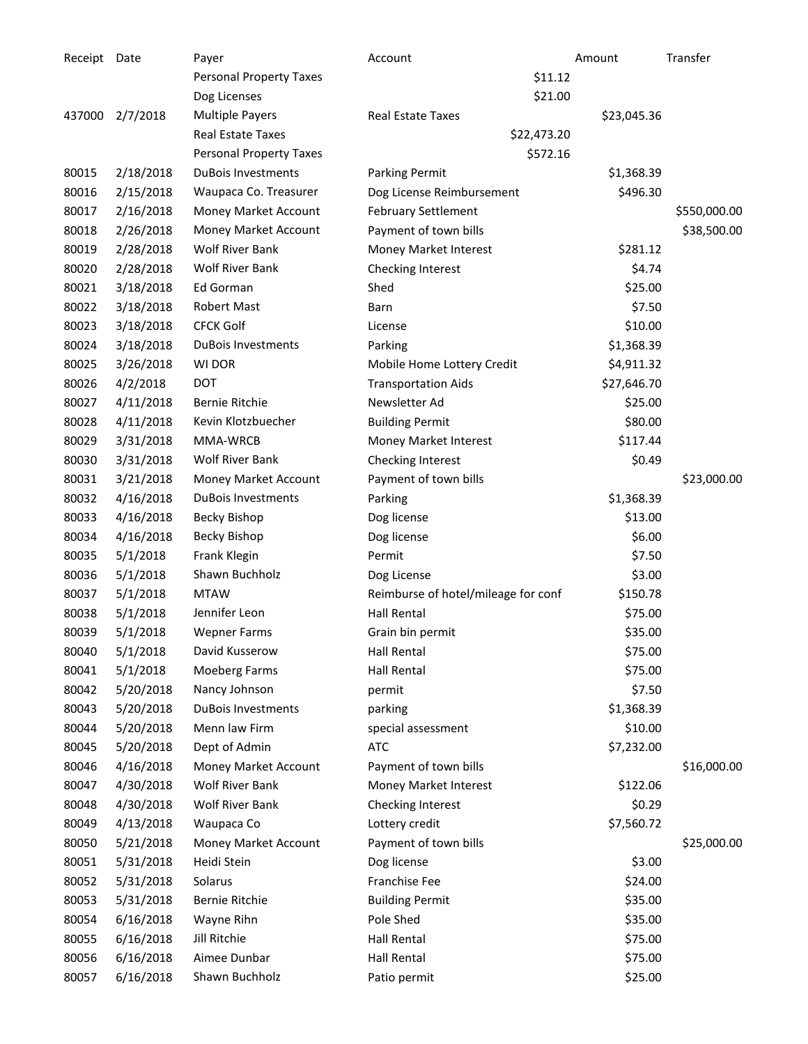| Receipt | Date | Payer | Account | Amount | Transfer |
|---|---|---|---|---|---|
| | | Personal Property Taxes | $11.12 | | |
| | | Dog Licenses | $21.00 | | |
| 437000 | 2/7/2018 | Multiple Payers | Real Estate Taxes | $23,045.36 | |
| | | Real Estate Taxes | $22,473.20 | | |
| | | Personal Property Taxes | $572.16 | | |
| 80015 | 2/18/2018 | DuBois Investments | Parking Permit | $1,368.39 | |
| 80016 | 2/15/2018 | Waupaca Co. Treasurer | Dog License Reimbursement | $496.30 | |
| 80017 | 2/16/2018 | Money Market Account | February Settlement | | $550,000.00 |
| 80018 | 2/26/2018 | Money Market Account | Payment of town bills | | $38,500.00 |
| 80019 | 2/28/2018 | Wolf River Bank | Money Market Interest | $281.12 | |
| 80020 | 2/28/2018 | Wolf River Bank | Checking Interest | $4.74 | |
| 80021 | 3/18/2018 | Ed Gorman | Shed | $25.00 | |
| 80022 | 3/18/2018 | Robert Mast | Barn | $7.50 | |
| 80023 | 3/18/2018 | CFCK Golf | License | $10.00 | |
| 80024 | 3/18/2018 | DuBois Investments | Parking | $1,368.39 | |
| 80025 | 3/26/2018 | WI DOR | Mobile Home Lottery Credit | $4,911.32 | |
| 80026 | 4/2/2018 | DOT | Transportation Aids | $27,646.70 | |
| 80027 | 4/11/2018 | Bernie Ritchie | Newsletter Ad | $25.00 | |
| 80028 | 4/11/2018 | Kevin Klotzbuecher | Building Permit | $80.00 | |
| 80029 | 3/31/2018 | MMA-WRCB | Money Market Interest | $117.44 | |
| 80030 | 3/31/2018 | Wolf River Bank | Checking Interest | $0.49 | |
| 80031 | 3/21/2018 | Money Market Account | Payment of town bills | | $23,000.00 |
| 80032 | 4/16/2018 | DuBois Investments | Parking | $1,368.39 | |
| 80033 | 4/16/2018 | Becky Bishop | Dog license | $13.00 | |
| 80034 | 4/16/2018 | Becky Bishop | Dog license | $6.00 | |
| 80035 | 5/1/2018 | Frank Klegin | Permit | $7.50 | |
| 80036 | 5/1/2018 | Shawn Buchholz | Dog License | $3.00 | |
| 80037 | 5/1/2018 | MTAW | Reimburse of hotel/mileage for conf | $150.78 | |
| 80038 | 5/1/2018 | Jennifer Leon | Hall Rental | $75.00 | |
| 80039 | 5/1/2018 | Wepner Farms | Grain bin permit | $35.00 | |
| 80040 | 5/1/2018 | David Kusserow | Hall Rental | $75.00 | |
| 80041 | 5/1/2018 | Moeberg Farms | Hall Rental | $75.00 | |
| 80042 | 5/20/2018 | Nancy Johnson | permit | $7.50 | |
| 80043 | 5/20/2018 | DuBois Investments | parking | $1,368.39 | |
| 80044 | 5/20/2018 | Menn law Firm | special assessment | $10.00 | |
| 80045 | 5/20/2018 | Dept of Admin | ATC | $7,232.00 | |
| 80046 | 4/16/2018 | Money Market Account | Payment of town bills | | $16,000.00 |
| 80047 | 4/30/2018 | Wolf River Bank | Money Market Interest | $122.06 | |
| 80048 | 4/30/2018 | Wolf River Bank | Checking Interest | $0.29 | |
| 80049 | 4/13/2018 | Waupaca Co | Lottery credit | $7,560.72 | |
| 80050 | 5/21/2018 | Money Market Account | Payment of town bills | | $25,000.00 |
| 80051 | 5/31/2018 | Heidi Stein | Dog license | $3.00 | |
| 80052 | 5/31/2018 | Solarus | Franchise Fee | $24.00 | |
| 80053 | 5/31/2018 | Bernie Ritchie | Building Permit | $35.00 | |
| 80054 | 6/16/2018 | Wayne Rihn | Pole Shed | $35.00 | |
| 80055 | 6/16/2018 | Jill Ritchie | Hall Rental | $75.00 | |
| 80056 | 6/16/2018 | Aimee Dunbar | Hall Rental | $75.00 | |
| 80057 | 6/16/2018 | Shawn Buchholz | Patio permit | $25.00 | |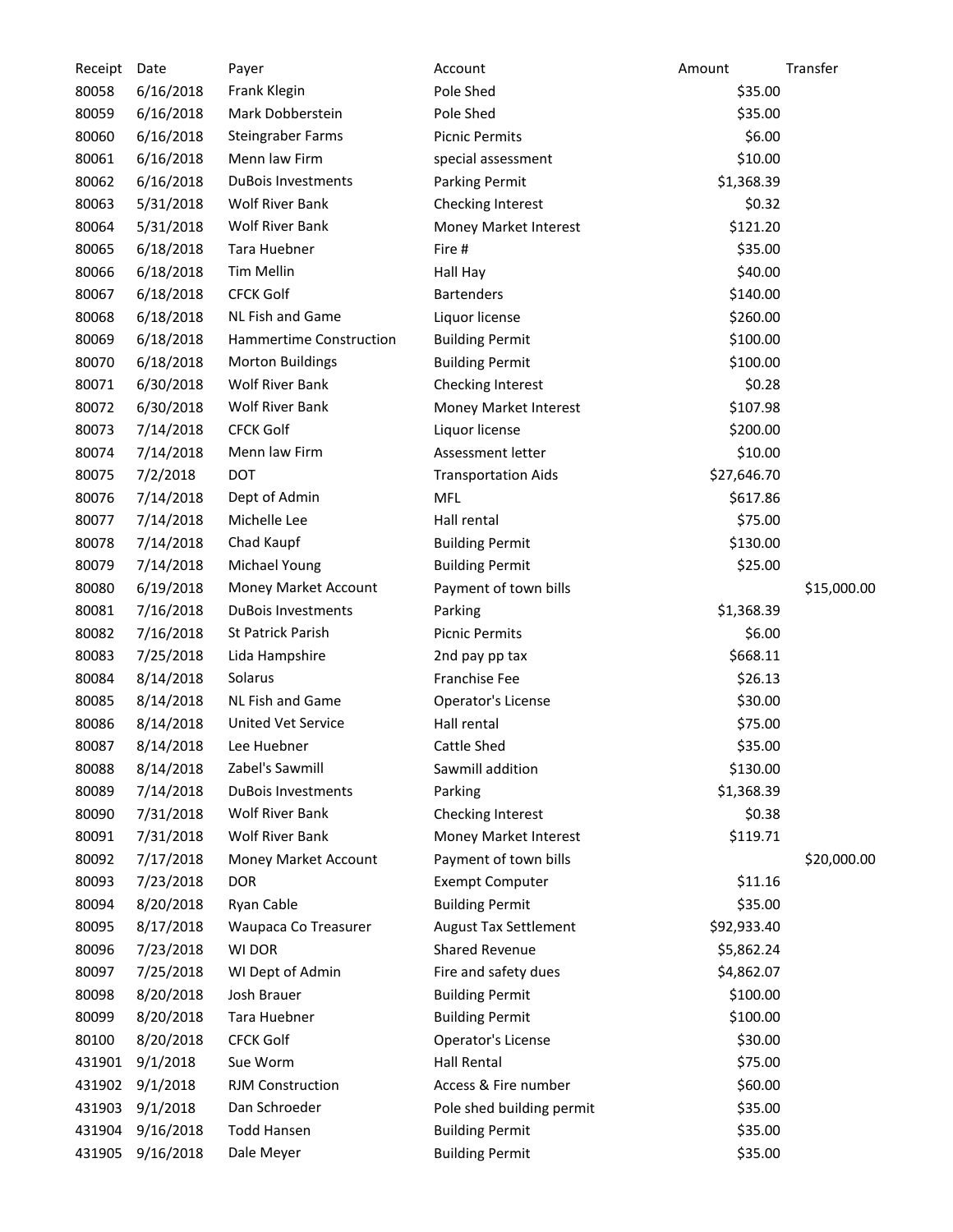| Receipt | Date | Payer | Account | Amount | Transfer |
| --- | --- | --- | --- | --- | --- |
| 80058 | 6/16/2018 | Frank Klegin | Pole Shed | $35.00 | |
| 80059 | 6/16/2018 | Mark Dobberstein | Pole Shed | $35.00 | |
| 80060 | 6/16/2018 | Steingraber Farms | Picnic Permits | $6.00 | |
| 80061 | 6/16/2018 | Menn law Firm | special assessment | $10.00 | |
| 80062 | 6/16/2018 | DuBois Investments | Parking Permit | $1,368.39 | |
| 80063 | 5/31/2018 | Wolf River Bank | Checking Interest | $0.32 | |
| 80064 | 5/31/2018 | Wolf River Bank | Money Market Interest | $121.20 | |
| 80065 | 6/18/2018 | Tara Huebner | Fire # | $35.00 | |
| 80066 | 6/18/2018 | Tim Mellin | Hall Hay | $40.00 | |
| 80067 | 6/18/2018 | CFCK Golf | Bartenders | $140.00 | |
| 80068 | 6/18/2018 | NL Fish and Game | Liquor license | $260.00 | |
| 80069 | 6/18/2018 | Hammertime Construction | Building Permit | $100.00 | |
| 80070 | 6/18/2018 | Morton Buildings | Building Permit | $100.00 | |
| 80071 | 6/30/2018 | Wolf River Bank | Checking Interest | $0.28 | |
| 80072 | 6/30/2018 | Wolf River Bank | Money Market Interest | $107.98 | |
| 80073 | 7/14/2018 | CFCK Golf | Liquor license | $200.00 | |
| 80074 | 7/14/2018 | Menn law Firm | Assessment letter | $10.00 | |
| 80075 | 7/2/2018 | DOT | Transportation Aids | $27,646.70 | |
| 80076 | 7/14/2018 | Dept of Admin | MFL | $617.86 | |
| 80077 | 7/14/2018 | Michelle Lee | Hall rental | $75.00 | |
| 80078 | 7/14/2018 | Chad Kaupf | Building Permit | $130.00 | |
| 80079 | 7/14/2018 | Michael Young | Building Permit | $25.00 | |
| 80080 | 6/19/2018 | Money Market Account | Payment of town bills | | $15,000.00 |
| 80081 | 7/16/2018 | DuBois Investments | Parking | $1,368.39 | |
| 80082 | 7/16/2018 | St Patrick Parish | Picnic Permits | $6.00 | |
| 80083 | 7/25/2018 | Lida Hampshire | 2nd pay pp tax | $668.11 | |
| 80084 | 8/14/2018 | Solarus | Franchise Fee | $26.13 | |
| 80085 | 8/14/2018 | NL Fish and Game | Operator's License | $30.00 | |
| 80086 | 8/14/2018 | United Vet Service | Hall rental | $75.00 | |
| 80087 | 8/14/2018 | Lee Huebner | Cattle Shed | $35.00 | |
| 80088 | 8/14/2018 | Zabel's Sawmill | Sawmill addition | $130.00 | |
| 80089 | 7/14/2018 | DuBois Investments | Parking | $1,368.39 | |
| 80090 | 7/31/2018 | Wolf River Bank | Checking Interest | $0.38 | |
| 80091 | 7/31/2018 | Wolf River Bank | Money Market Interest | $119.71 | |
| 80092 | 7/17/2018 | Money Market Account | Payment of town bills | | $20,000.00 |
| 80093 | 7/23/2018 | DOR | Exempt Computer | $11.16 | |
| 80094 | 8/20/2018 | Ryan Cable | Building Permit | $35.00 | |
| 80095 | 8/17/2018 | Waupaca Co Treasurer | August Tax Settlement | $92,933.40 | |
| 80096 | 7/23/2018 | WI DOR | Shared Revenue | $5,862.24 | |
| 80097 | 7/25/2018 | WI Dept of Admin | Fire and safety dues | $4,862.07 | |
| 80098 | 8/20/2018 | Josh Brauer | Building Permit | $100.00 | |
| 80099 | 8/20/2018 | Tara Huebner | Building Permit | $100.00 | |
| 80100 | 8/20/2018 | CFCK Golf | Operator's License | $30.00 | |
| 431901 | 9/1/2018 | Sue Worm | Hall Rental | $75.00 | |
| 431902 | 9/1/2018 | RJM Construction | Access & Fire number | $60.00 | |
| 431903 | 9/1/2018 | Dan Schroeder | Pole shed building permit | $35.00 | |
| 431904 | 9/16/2018 | Todd Hansen | Building Permit | $35.00 | |
| 431905 | 9/16/2018 | Dale Meyer | Building Permit | $35.00 | |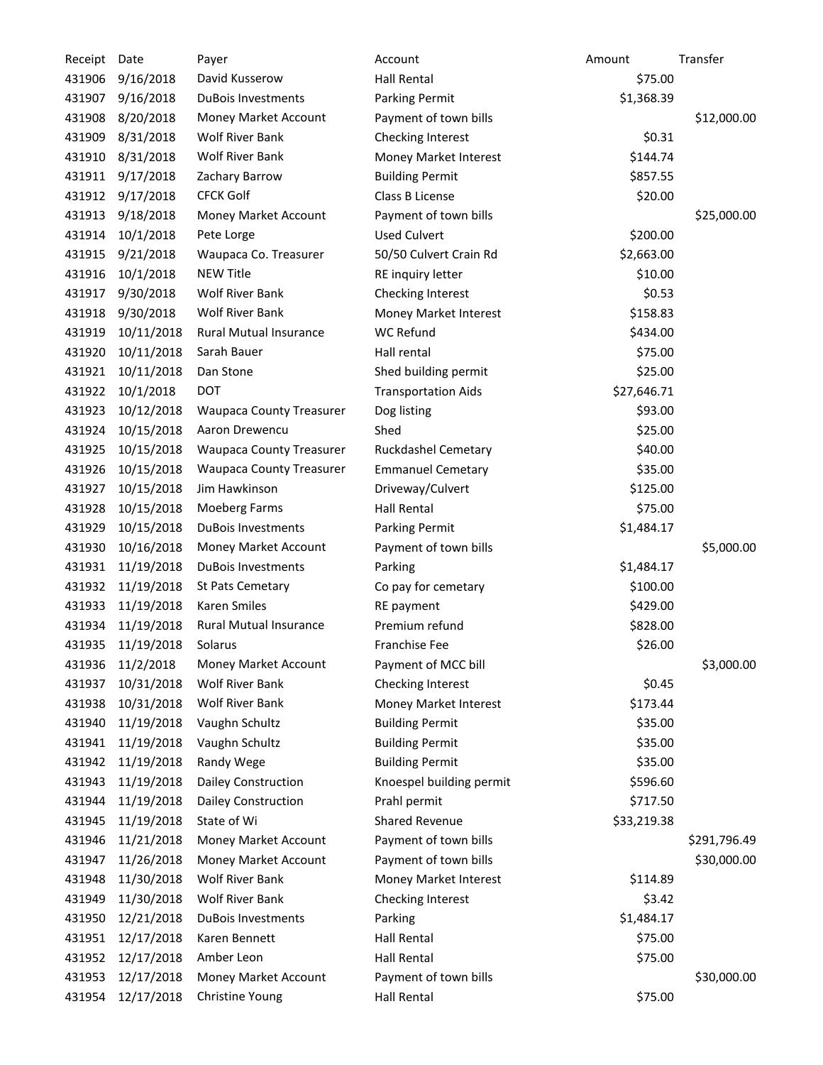| Receipt | Date | Payer | Account | Amount | Transfer |
|---|---|---|---|---|---|
| 431906 | 9/16/2018 | David Kusserow | Hall Rental | $75.00 | |
| 431907 | 9/16/2018 | DuBois Investments | Parking Permit | $1,368.39 | |
| 431908 | 8/20/2018 | Money Market Account | Payment of town bills | | $12,000.00 |
| 431909 | 8/31/2018 | Wolf River Bank | Checking Interest | $0.31 | |
| 431910 | 8/31/2018 | Wolf River Bank | Money Market Interest | $144.74 | |
| 431911 | 9/17/2018 | Zachary Barrow | Building Permit | $857.55 | |
| 431912 | 9/17/2018 | CFCK Golf | Class B License | $20.00 | |
| 431913 | 9/18/2018 | Money Market Account | Payment of town bills | | $25,000.00 |
| 431914 | 10/1/2018 | Pete Lorge | Used Culvert | $200.00 | |
| 431915 | 9/21/2018 | Waupaca Co. Treasurer | 50/50 Culvert Crain Rd | $2,663.00 | |
| 431916 | 10/1/2018 | NEW Title | RE inquiry letter | $10.00 | |
| 431917 | 9/30/2018 | Wolf River Bank | Checking Interest | $0.53 | |
| 431918 | 9/30/2018 | Wolf River Bank | Money Market Interest | $158.83 | |
| 431919 | 10/11/2018 | Rural Mutual Insurance | WC Refund | $434.00 | |
| 431920 | 10/11/2018 | Sarah Bauer | Hall rental | $75.00 | |
| 431921 | 10/11/2018 | Dan Stone | Shed building permit | $25.00 | |
| 431922 | 10/1/2018 | DOT | Transportation Aids | $27,646.71 | |
| 431923 | 10/12/2018 | Waupaca County Treasurer | Dog listing | $93.00 | |
| 431924 | 10/15/2018 | Aaron Drewencu | Shed | $25.00 | |
| 431925 | 10/15/2018 | Waupaca County Treasurer | Ruckdashel Cemetary | $40.00 | |
| 431926 | 10/15/2018 | Waupaca County Treasurer | Emmanuel Cemetary | $35.00 | |
| 431927 | 10/15/2018 | Jim Hawkinson | Driveway/Culvert | $125.00 | |
| 431928 | 10/15/2018 | Moeberg Farms | Hall Rental | $75.00 | |
| 431929 | 10/15/2018 | DuBois Investments | Parking Permit | $1,484.17 | |
| 431930 | 10/16/2018 | Money Market Account | Payment of town bills | | $5,000.00 |
| 431931 | 11/19/2018 | DuBois Investments | Parking | $1,484.17 | |
| 431932 | 11/19/2018 | St Pats Cemetary | Co pay for cemetary | $100.00 | |
| 431933 | 11/19/2018 | Karen Smiles | RE payment | $429.00 | |
| 431934 | 11/19/2018 | Rural Mutual Insurance | Premium refund | $828.00 | |
| 431935 | 11/19/2018 | Solarus | Franchise Fee | $26.00 | |
| 431936 | 11/2/2018 | Money Market Account | Payment of MCC bill | | $3,000.00 |
| 431937 | 10/31/2018 | Wolf River Bank | Checking Interest | $0.45 | |
| 431938 | 10/31/2018 | Wolf River Bank | Money Market Interest | $173.44 | |
| 431940 | 11/19/2018 | Vaughn Schultz | Building Permit | $35.00 | |
| 431941 | 11/19/2018 | Vaughn Schultz | Building Permit | $35.00 | |
| 431942 | 11/19/2018 | Randy Wege | Building Permit | $35.00 | |
| 431943 | 11/19/2018 | Dailey Construction | Knoespel building permit | $596.60 | |
| 431944 | 11/19/2018 | Dailey Construction | Prahl permit | $717.50 | |
| 431945 | 11/19/2018 | State of Wi | Shared Revenue | $33,219.38 | |
| 431946 | 11/21/2018 | Money Market Account | Payment of town bills | | $291,796.49 |
| 431947 | 11/26/2018 | Money Market Account | Payment of town bills | | $30,000.00 |
| 431948 | 11/30/2018 | Wolf River Bank | Money Market Interest | $114.89 | |
| 431949 | 11/30/2018 | Wolf River Bank | Checking Interest | $3.42 | |
| 431950 | 12/21/2018 | DuBois Investments | Parking | $1,484.17 | |
| 431951 | 12/17/2018 | Karen Bennett | Hall Rental | $75.00 | |
| 431952 | 12/17/2018 | Amber Leon | Hall Rental | $75.00 | |
| 431953 | 12/17/2018 | Money Market Account | Payment of town bills | | $30,000.00 |
| 431954 | 12/17/2018 | Christine Young | Hall Rental | $75.00 | |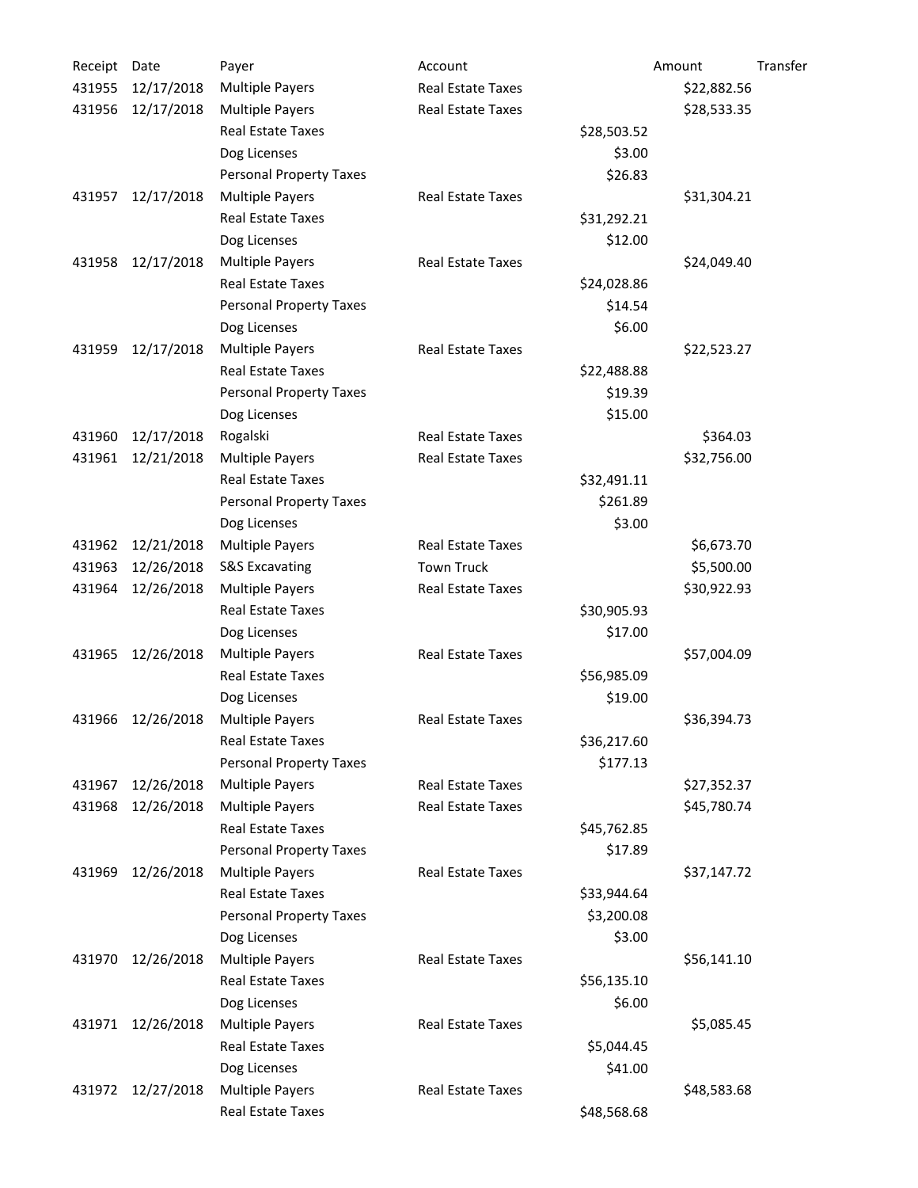| Receipt | Date | Payer | Account | | Amount | Transfer |
|---|---|---|---|---|---|---|
| 431955 | 12/17/2018 | Multiple Payers | Real Estate Taxes | | $22,882.56 | |
| 431956 | 12/17/2018 | Multiple Payers | Real Estate Taxes | | $28,533.35 | |
| | | Real Estate Taxes | | $28,503.52 | | |
| | | Dog Licenses | | $3.00 | | |
| | | Personal Property Taxes | | $26.83 | | |
| 431957 | 12/17/2018 | Multiple Payers | Real Estate Taxes | | $31,304.21 | |
| | | Real Estate Taxes | | $31,292.21 | | |
| | | Dog Licenses | | $12.00 | | |
| 431958 | 12/17/2018 | Multiple Payers | Real Estate Taxes | | $24,049.40 | |
| | | Real Estate Taxes | | $24,028.86 | | |
| | | Personal Property Taxes | | $14.54 | | |
| | | Dog Licenses | | $6.00 | | |
| 431959 | 12/17/2018 | Multiple Payers | Real Estate Taxes | | $22,523.27 | |
| | | Real Estate Taxes | | $22,488.88 | | |
| | | Personal Property Taxes | | $19.39 | | |
| | | Dog Licenses | | $15.00 | | |
| 431960 | 12/17/2018 | Rogalski | Real Estate Taxes | | $364.03 | |
| 431961 | 12/21/2018 | Multiple Payers | Real Estate Taxes | | $32,756.00 | |
| | | Real Estate Taxes | | $32,491.11 | | |
| | | Personal Property Taxes | | $261.89 | | |
| | | Dog Licenses | | $3.00 | | |
| 431962 | 12/21/2018 | Multiple Payers | Real Estate Taxes | | $6,673.70 | |
| 431963 | 12/26/2018 | S&S Excavating | Town Truck | | $5,500.00 | |
| 431964 | 12/26/2018 | Multiple Payers | Real Estate Taxes | | $30,922.93 | |
| | | Real Estate Taxes | | $30,905.93 | | |
| | | Dog Licenses | | $17.00 | | |
| 431965 | 12/26/2018 | Multiple Payers | Real Estate Taxes | | $57,004.09 | |
| | | Real Estate Taxes | | $56,985.09 | | |
| | | Dog Licenses | | $19.00 | | |
| 431966 | 12/26/2018 | Multiple Payers | Real Estate Taxes | | $36,394.73 | |
| | | Real Estate Taxes | | $36,217.60 | | |
| | | Personal Property Taxes | | $177.13 | | |
| 431967 | 12/26/2018 | Multiple Payers | Real Estate Taxes | | $27,352.37 | |
| 431968 | 12/26/2018 | Multiple Payers | Real Estate Taxes | | $45,780.74 | |
| | | Real Estate Taxes | | $45,762.85 | | |
| | | Personal Property Taxes | | $17.89 | | |
| 431969 | 12/26/2018 | Multiple Payers | Real Estate Taxes | | $37,147.72 | |
| | | Real Estate Taxes | | $33,944.64 | | |
| | | Personal Property Taxes | | $3,200.08 | | |
| | | Dog Licenses | | $3.00 | | |
| 431970 | 12/26/2018 | Multiple Payers | Real Estate Taxes | | $56,141.10 | |
| | | Real Estate Taxes | | $56,135.10 | | |
| | | Dog Licenses | | $6.00 | | |
| 431971 | 12/26/2018 | Multiple Payers | Real Estate Taxes | | $5,085.45 | |
| | | Real Estate Taxes | | $5,044.45 | | |
| | | Dog Licenses | | $41.00 | | |
| 431972 | 12/27/2018 | Multiple Payers | Real Estate Taxes | | $48,583.68 | |
| | | Real Estate Taxes | | $48,568.68 | | |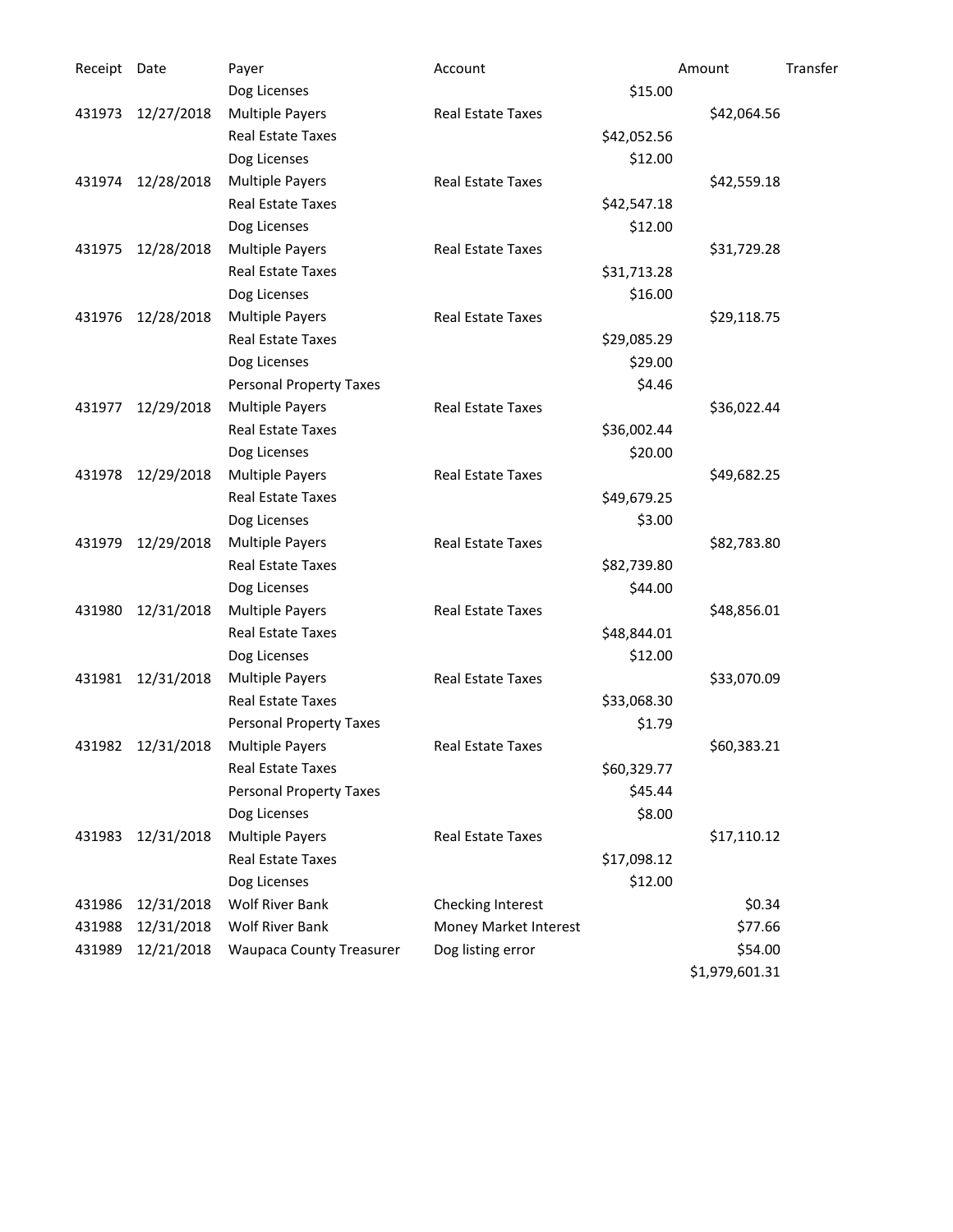| Receipt | Date | Payer | Account | | Amount | Transfer |
|---|---|---|---|---|---|---|
| | | Dog Licenses | | $15.00 | | |
| 431973 | 12/27/2018 | Multiple Payers | Real Estate Taxes | | $42,064.56 | |
| | | Real Estate Taxes | | $42,052.56 | | |
| | | Dog Licenses | | $12.00 | | |
| 431974 | 12/28/2018 | Multiple Payers | Real Estate Taxes | | $42,559.18 | |
| | | Real Estate Taxes | | $42,547.18 | | |
| | | Dog Licenses | | $12.00 | | |
| 431975 | 12/28/2018 | Multiple Payers | Real Estate Taxes | | $31,729.28 | |
| | | Real Estate Taxes | | $31,713.28 | | |
| | | Dog Licenses | | $16.00 | | |
| 431976 | 12/28/2018 | Multiple Payers | Real Estate Taxes | | $29,118.75 | |
| | | Real Estate Taxes | | $29,085.29 | | |
| | | Dog Licenses | | $29.00 | | |
| | | Personal Property Taxes | | $4.46 | | |
| 431977 | 12/29/2018 | Multiple Payers | Real Estate Taxes | | $36,022.44 | |
| | | Real Estate Taxes | | $36,002.44 | | |
| | | Dog Licenses | | $20.00 | | |
| 431978 | 12/29/2018 | Multiple Payers | Real Estate Taxes | | $49,682.25 | |
| | | Real Estate Taxes | | $49,679.25 | | |
| | | Dog Licenses | | $3.00 | | |
| 431979 | 12/29/2018 | Multiple Payers | Real Estate Taxes | | $82,783.80 | |
| | | Real Estate Taxes | | $82,739.80 | | |
| | | Dog Licenses | | $44.00 | | |
| 431980 | 12/31/2018 | Multiple Payers | Real Estate Taxes | | $48,856.01 | |
| | | Real Estate Taxes | | $48,844.01 | | |
| | | Dog Licenses | | $12.00 | | |
| 431981 | 12/31/2018 | Multiple Payers | Real Estate Taxes | | $33,070.09 | |
| | | Real Estate Taxes | | $33,068.30 | | |
| | | Personal Property Taxes | | $1.79 | | |
| 431982 | 12/31/2018 | Multiple Payers | Real Estate Taxes | | $60,383.21 | |
| | | Real Estate Taxes | | $60,329.77 | | |
| | | Personal Property Taxes | | $45.44 | | |
| | | Dog Licenses | | $8.00 | | |
| 431983 | 12/31/2018 | Multiple Payers | Real Estate Taxes | | $17,110.12 | |
| | | Real Estate Taxes | | $17,098.12 | | |
| | | Dog Licenses | | $12.00 | | |
| 431986 | 12/31/2018 | Wolf River Bank | Checking Interest | | $0.34 | |
| 431988 | 12/31/2018 | Wolf River Bank | Money Market Interest | | $77.66 | |
| 431989 | 12/21/2018 | Waupaca County Treasurer | Dog listing error | | $54.00 | |
| | | | | | $1,979,601.31 | |